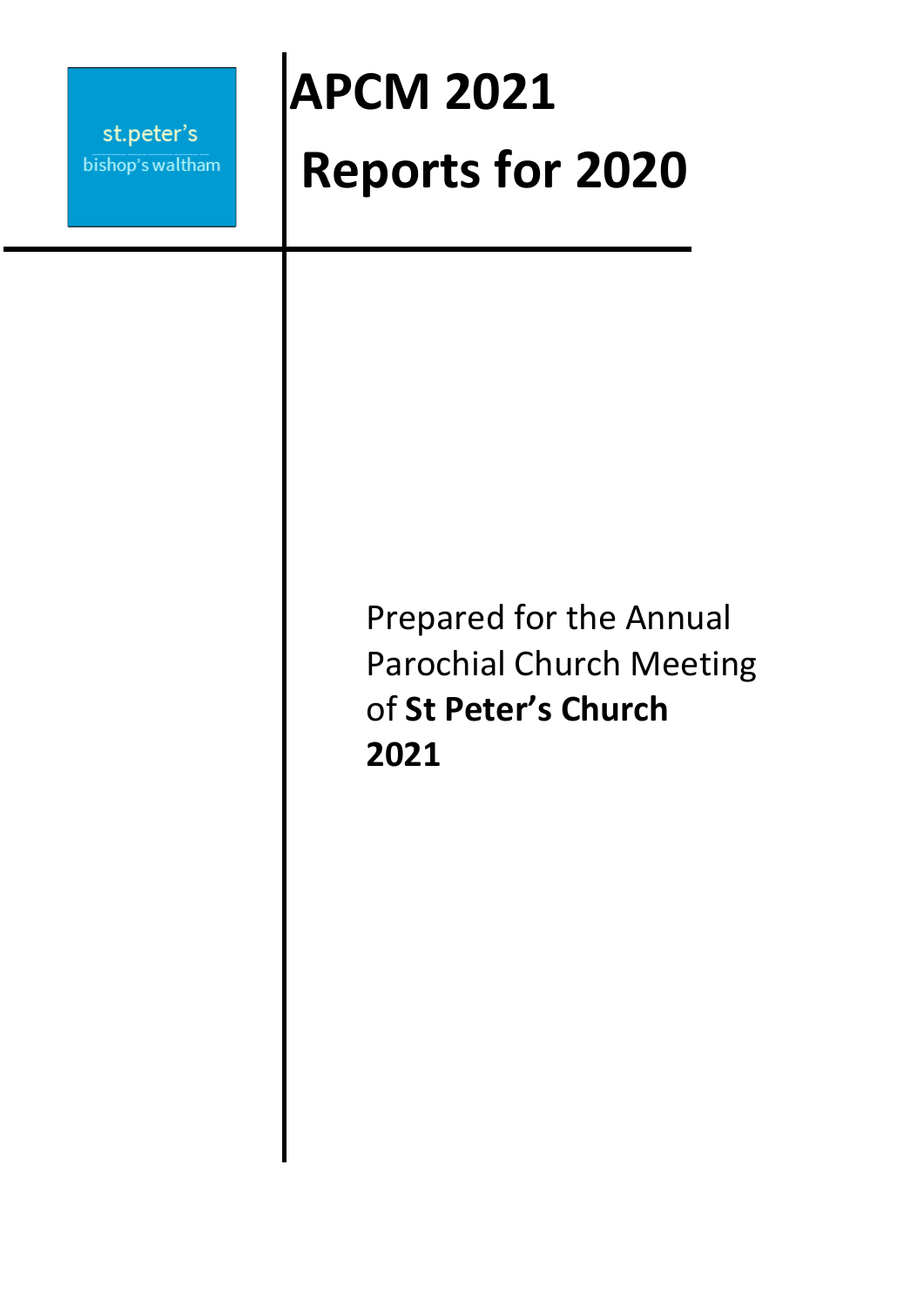st.peter's
bishop's waltham

# APCM 2021

# Reports for 2020

Prepared for the Annual Parochial Church Meeting of **St Peter's Church** **2021**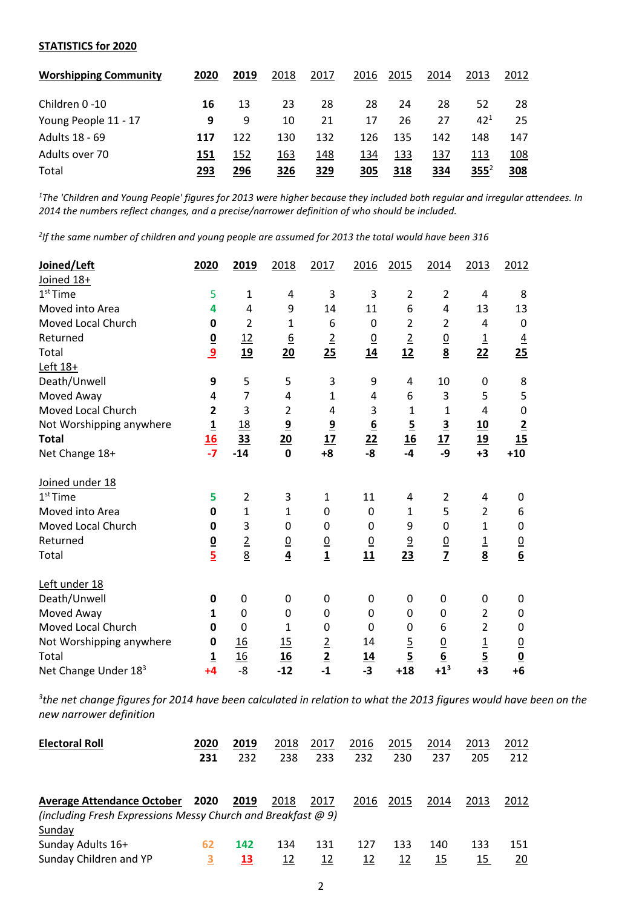**STATISTICS for 2020**

| **Worshipping Community** | **2020** | **2019** | 2018 | 2017 | 2016 | 2015 | 2014 | 2013 | 2012 |
|---|---|---|---|---|---|---|---|---|---|
| Children 0 -10 | **16** | 13 | 23 | 28 | 28 | 24 | 28 | 52 | 28 |
| Young People 11 - 17 | **9** | 9 | 10 | 21 | 17 | 26 | 27 | 42[1] | 25 |
| Adults 18 - 69 | **117** | 122 | 130 | 132 | 126 | 135 | 142 | 148 | 147 |
| Adults over 70 | **151** | 152 | 163 | 148 | 134 | 133 | 137 | 113 | 108 |
| Total | **293** | **296** | **326** | **329** | **305** | **318** | **334** | **355**[2] | **308** |

*[1]The 'Children and Young People' figures for 2013 were higher because they included both regular and irregular attendees. In 2014 the numbers reflect changes, and a precise/narrower definition of who should be included.*

*[2]If the same number of children and young people are assumed for 2013 the total would have been 316*

| **Joined/Left** | **2020** | **2019** | 2018 | 2017 | 2016 | 2015 | 2014 | 2013 | 2012 |
|---|---|---|---|---|---|---|---|---|---|
| Joined 18+ | | | | | | | | | |
| 1st Time | 5 | 1 | 4 | 3 | 3 | 2 | 2 | 4 | 8 |
| Moved into Area | **4** | 4 | 9 | 14 | 11 | 6 | 4 | 13 | 13 |
| Moved Local Church | **0** | 2 | 1 | 6 | 0 | 2 | 2 | 4 | 0 |
| Returned | **0** | 12 | 6 | 2 | 0 | 2 | 0 | 1 | 4 |
| Total | **9** | **19** | **20** | **25** | **14** | **12** | **8** | **22** | **25** |
| Left 18+ | | | | | | | | | |
| Death/Unwell | **9** | 5 | 5 | 3 | 9 | 4 | 10 | 0 | 8 |
| Moved Away | 4 | 7 | 4 | 1 | 4 | 6 | 3 | 5 | 5 |
| Moved Local Church | **2** | 3 | 2 | 4 | 3 | 1 | 1 | 4 | 0 |
| Not Worshipping anywhere | **1** | 18 | 9 | 9 | 6 | 5 | 3 | 10 | 2 |
| **Total** | **16** | **33** | **20** | **17** | **22** | **16** | **17** | **19** | **15** |
| Net Change 18+ | **-7** | **-14** | **0** | **+8** | **-8** | **-4** | **-9** | **+3** | **+10** |
| | | | | | | | | | |
| Joined under 18 | | | | | | | | | |
| 1st Time | **5** | 2 | 3 | 1 | 11 | 4 | 2 | 4 | 0 |
| Moved into Area | **0** | 1 | 1 | 0 | 0 | 1 | 5 | 2 | 6 |
| Moved Local Church | **0** | 3 | 0 | 0 | 0 | 9 | 0 | 1 | 0 |
| Returned | **0** | 2 | 0 | 0 | 0 | 9 | 0 | 1 | 0 |
| Total | **5** | 8 | **4** | **1** | **11** | **23** | **7** | **8** | **6** |
| | | | | | | | | | |
| Left under 18 | | | | | | | | | |
| Death/Unwell | **0** | 0 | 0 | 0 | 0 | 0 | 0 | 0 | 0 |
| Moved Away | **1** | 0 | 0 | 0 | 0 | 0 | 0 | 2 | 0 |
| Moved Local Church | **0** | 0 | 1 | 0 | 0 | 0 | 6 | 2 | 0 |
| Not Worshipping anywhere | **0** | 16 | 15 | 2 | 14 | 5 | 0 | 1 | 0 |
| Total | **1** | 16 | **16** | **2** | **14** | **5** | **6** | **5** | **0** |
| Net Change Under 18[3] | **+4** | -8 | **-12** | **-1** | **-3** | **+18** | **+1**[3] | **+3** | **+6** |

*[3]the net change figures for 2014 have been calculated in relation to what the 2013 figures would have been on the new narrower definition*

| **Electoral Roll** | **2020** | **2019** | 2018 | 2017 | 2016 | 2015 | 2014 | 2013 | 2012 |
|---|---|---|---|---|---|---|---|---|---|
| | **231** | 232 | 238 | 233 | 232 | 230 | 237 | 205 | 212 |

| **Average Attendance October** | **2020** | **2019** | 2018 | 2017 | 2016 | 2015 | 2014 | 2013 | 2012 |
|---|---|---|---|---|---|---|---|---|---|
| *(including Fresh Expressions Messy Church and Breakfast @ 9)* | | | | | | | | | |
| Sunday | | | | | | | | | |
| Sunday Adults 16+ | **62** | **142** | 134 | 131 | 127 | 133 | 140 | 133 | 151 |
| Sunday Children and YP | **3** | **13** | 12 | 12 | 12 | 12 | 15 | 15 | 20 |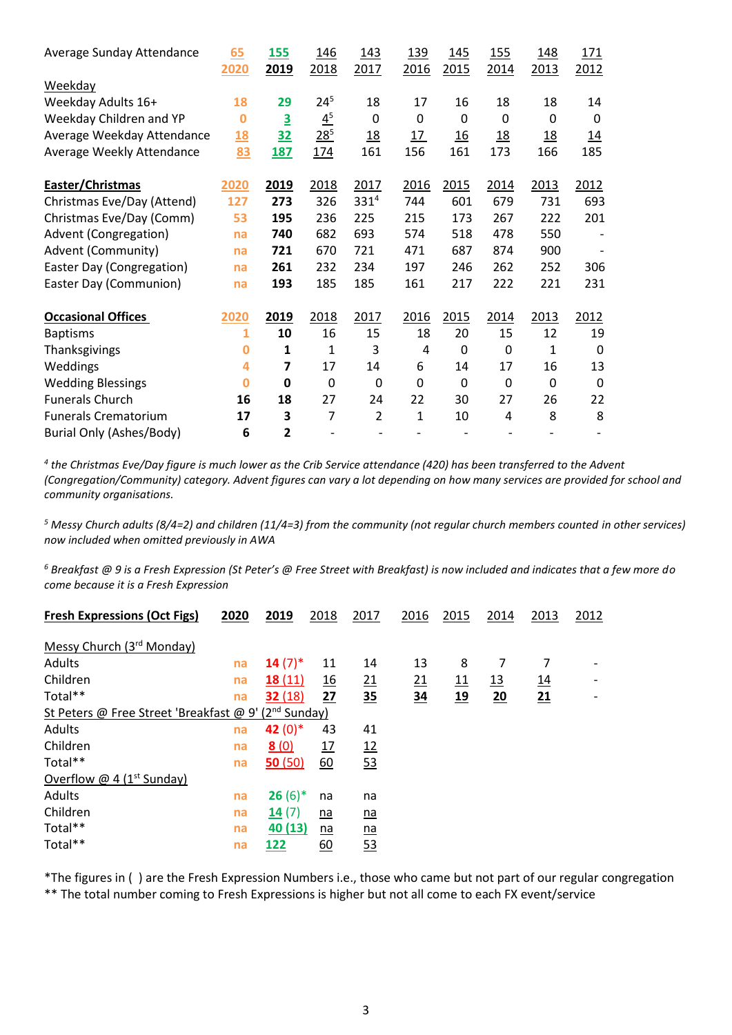| Average Sunday Attendance | 65 | 155 | 146 | 143 | 139 | 145 | 155 | 148 | 171 |
|---|---|---|---|---|---|---|---|---|---|
| | 2020 | 2019 | 2018 | 2017 | 2016 | 2015 | 2014 | 2013 | 2012 |
| Weekday | | | | | | | | | |
| Weekday Adults 16+ | 18 | 29 | 24[5] | 18 | 17 | 16 | 18 | 18 | 14 |
| Weekday Children and YP | 0 | 3 | 4[5] | 0 | 0 | 0 | 0 | 0 | 0 |
| Average Weekday Attendance | 18 | 32 | 28[5] | 18 | 17 | 16 | 18 | 18 | 14 |
| Average Weekly Attendance | 83 | 187 | 174 | 161 | 156 | 161 | 173 | 166 | 185 |

| Easter/Christmas | 2020 | 2019 | 2018 | 2017 | 2016 | 2015 | 2014 | 2013 | 2012 |
|---|---|---|---|---|---|---|---|---|---|
| Christmas Eve/Day (Attend) | 127 | 273 | 326 | 331[4] | 744 | 601 | 679 | 731 | 693 |
| Christmas Eve/Day (Comm) | 53 | 195 | 236 | 225 | 215 | 173 | 267 | 222 | 201 |
| Advent (Congregation) | na | 740 | 682 | 693 | 574 | 518 | 478 | 550 | - |
| Advent (Community) | na | 721 | 670 | 721 | 471 | 687 | 874 | 900 | - |
| Easter Day (Congregation) | na | 261 | 232 | 234 | 197 | 246 | 262 | 252 | 306 |
| Easter Day (Communion) | na | 193 | 185 | 185 | 161 | 217 | 222 | 221 | 231 |

| Occasional Offices | 2020 | 2019 | 2018 | 2017 | 2016 | 2015 | 2014 | 2013 | 2012 |
|---|---|---|---|---|---|---|---|---|---|
| Baptisms | 1 | 10 | 16 | 15 | 18 | 20 | 15 | 12 | 19 |
| Thanksgivings | 0 | 1 | 1 | 3 | 4 | 0 | 0 | 1 | 0 |
| Weddings | 4 | 7 | 17 | 14 | 6 | 14 | 17 | 16 | 13 |
| Wedding Blessings | 0 | 0 | 0 | 0 | 0 | 0 | 0 | 0 | 0 |
| Funerals Church | 16 | 18 | 27 | 24 | 22 | 30 | 27 | 26 | 22 |
| Funerals Crematorium | 17 | 3 | 7 | 2 | 1 | 10 | 4 | 8 | 8 |
| Burial Only (Ashes/Body) | 6 | 2 | - | - | - | - | - | - | - |

*[4] the Christmas Eve/Day figure is much lower as the Crib Service attendance (420) has been transferred to the Advent (Congregation/Community) category. Advent figures can vary a lot depending on how many services are provided for school and community organisations.*

*[5] Messy Church adults (8/4=2) and children (11/4=3) from the community (not regular church members counted in other services) now included when omitted previously in AWA*

*[6] Breakfast @ 9 is a Fresh Expression (St Peter's @ Free Street with Breakfast) is now included and indicates that a few more do come because it is a Fresh Expression*

| Fresh Expressions (Oct Figs) | 2020 | 2019 | 2018 | 2017 | 2016 | 2015 | 2014 | 2013 | 2012 |
|---|---|---|---|---|---|---|---|---|---|
| Messy Church (3rd Monday) | | | | | | | | | |
| Adults | na | 14 (7)* | 11 | 14 | 13 | 8 | 7 | 7 | - |
| Children | na | 18 (11) | 16 | 21 | 21 | 11 | 13 | 14 | - |
| Total** | na | 32 (18) | 27 | 35 | 34 | 19 | 20 | 21 | - |
| St Peters @ Free Street 'Breakfast @ 9' (2nd Sunday) | | | | | | | | | |
| Adults | na | 42 (0)* | 43 | 41 | | | | | |
| Children | na | 8 (0) | 17 | 12 | | | | | |
| Total** | na | 50 (50) | 60 | 53 | | | | | |
| Overflow @ 4 (1st Sunday) | | | | | | | | | |
| Adults | na | 26 (6)* | na | na | | | | | |
| Children | na | 14 (7) | na | na | | | | | |
| Total** | na | 40 (13) | na | na | | | | | |
| Total** | na | 122 | 60 | 53 | | | | | |

*The figures in ( ) are the Fresh Expression Numbers i.e., those who came but not part of our regular congregation
** The total number coming to Fresh Expressions is higher but not all come to each FX event/service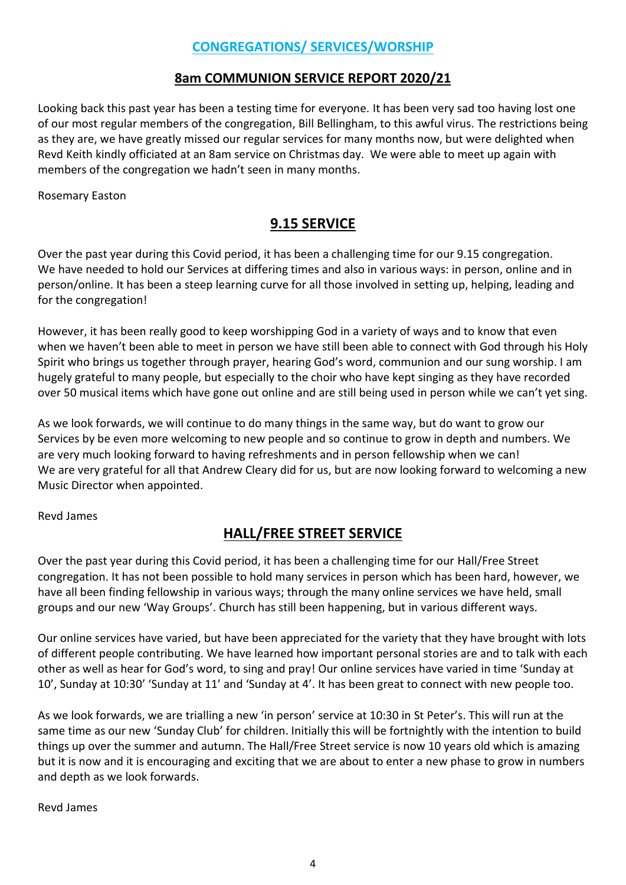# CONGREGATIONS/ SERVICES/WORSHIP

## 8am COMMUNION SERVICE REPORT 2020/21

Looking back this past year has been a testing time for everyone. It has been very sad too having lost one of our most regular members of the congregation, Bill Bellingham, to this awful virus. The restrictions being as they are, we have greatly missed our regular services for many months now, but were delighted when Revd Keith kindly officiated at an 8am service on Christmas day. We were able to meet up again with members of the congregation we hadn't seen in many months.

Rosemary Easton

## 9.15 SERVICE

Over the past year during this Covid period, it has been a challenging time for our 9.15 congregation. We have needed to hold our Services at differing times and also in various ways: in person, online and in person/online. It has been a steep learning curve for all those involved in setting up, helping, leading and for the congregation!

However, it has been really good to keep worshipping God in a variety of ways and to know that even when we haven't been able to meet in person we have still been able to connect with God through his Holy Spirit who brings us together through prayer, hearing God's word, communion and our sung worship. I am hugely grateful to many people, but especially to the choir who have kept singing as they have recorded over 50 musical items which have gone out online and are still being used in person while we can't yet sing.

As we look forwards, we will continue to do many things in the same way, but do want to grow our Services by be even more welcoming to new people and so continue to grow in depth and numbers. We are very much looking forward to having refreshments and in person fellowship when we can!
We are very grateful for all that Andrew Cleary did for us, but are now looking forward to welcoming a new Music Director when appointed.

Revd James

## HALL/FREE STREET SERVICE

Over the past year during this Covid period, it has been a challenging time for our Hall/Free Street congregation. It has not been possible to hold many services in person which has been hard, however, we have all been finding fellowship in various ways; through the many online services we have held, small groups and our new 'Way Groups'. Church has still been happening, but in various different ways.

Our online services have varied, but have been appreciated for the variety that they have brought with lots of different people contributing. We have learned how important personal stories are and to talk with each other as well as hear for God's word, to sing and pray! Our online services have varied in time 'Sunday at 10', Sunday at 10:30' 'Sunday at 11' and 'Sunday at 4'. It has been great to connect with new people too.

As we look forwards, we are trialling a new 'in person' service at 10:30 in St Peter's. This will run at the same time as our new 'Sunday Club' for children. Initially this will be fortnightly with the intention to build things up over the summer and autumn. The Hall/Free Street service is now 10 years old which is amazing but it is now and it is encouraging and exciting that we are about to enter a new phase to grow in numbers and depth as we look forwards.

Revd James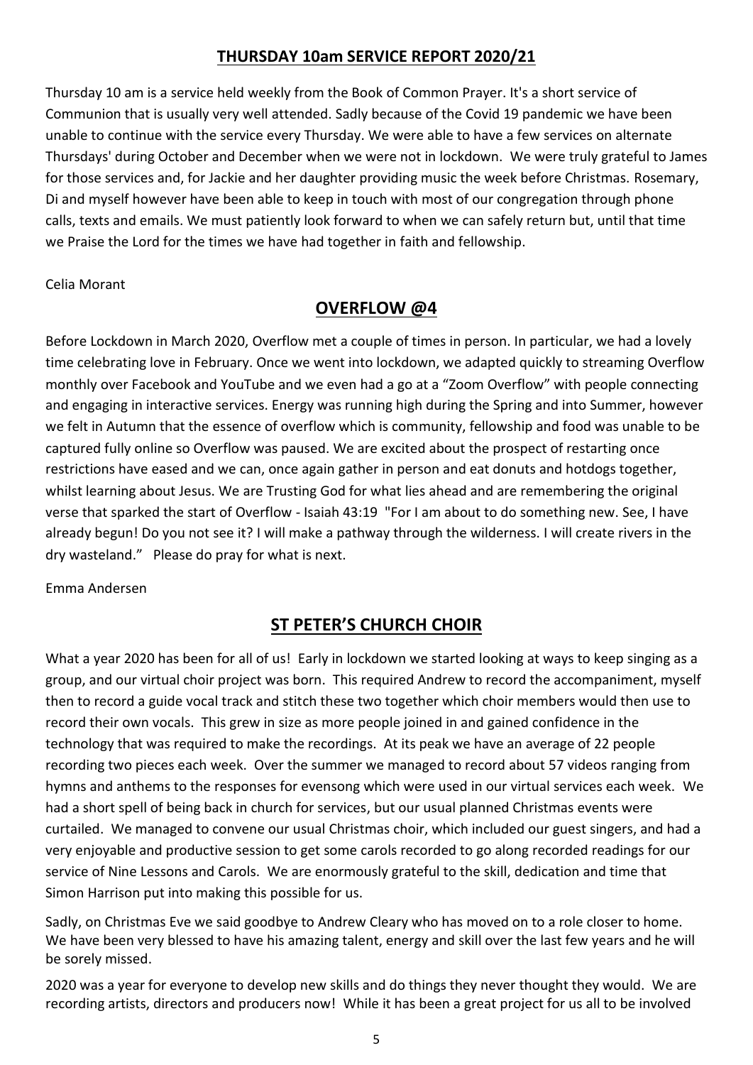## THURSDAY 10am SERVICE REPORT 2020/21

Thursday 10 am is a service held weekly from the Book of Common Prayer. It's a short service of Communion that is usually very well attended. Sadly because of the Covid 19 pandemic we have been unable to continue with the service every Thursday. We were able to have a few services on alternate Thursdays' during October and December when we were not in lockdown. We were truly grateful to James for those services and, for Jackie and her daughter providing music the week before Christmas. Rosemary, Di and myself however have been able to keep in touch with most of our congregation through phone calls, texts and emails. We must patiently look forward to when we can safely return but, until that time we Praise the Lord for the times we have had together in faith and fellowship.

Celia Morant

## OVERFLOW @4

Before Lockdown in March 2020, Overflow met a couple of times in person. In particular, we had a lovely time celebrating love in February. Once we went into lockdown, we adapted quickly to streaming Overflow monthly over Facebook and YouTube and we even had a go at a "Zoom Overflow" with people connecting and engaging in interactive services. Energy was running high during the Spring and into Summer, however we felt in Autumn that the essence of overflow which is community, fellowship and food was unable to be captured fully online so Overflow was paused. We are excited about the prospect of restarting once restrictions have eased and we can, once again gather in person and eat donuts and hotdogs together, whilst learning about Jesus. We are Trusting God for what lies ahead and are remembering the original verse that sparked the start of Overflow - Isaiah 43:19 "For I am about to do something new. See, I have already begun! Do you not see it? I will make a pathway through the wilderness. I will create rivers in the dry wasteland." Please do pray for what is next.

Emma Andersen

## ST PETER'S CHURCH CHOIR

What a year 2020 has been for all of us! Early in lockdown we started looking at ways to keep singing as a group, and our virtual choir project was born. This required Andrew to record the accompaniment, myself then to record a guide vocal track and stitch these two together which choir members would then use to record their own vocals. This grew in size as more people joined in and gained confidence in the technology that was required to make the recordings. At its peak we have an average of 22 people recording two pieces each week. Over the summer we managed to record about 57 videos ranging from hymns and anthems to the responses for evensong which were used in our virtual services each week. We had a short spell of being back in church for services, but our usual planned Christmas events were curtailed. We managed to convene our usual Christmas choir, which included our guest singers, and had a very enjoyable and productive session to get some carols recorded to go along recorded readings for our service of Nine Lessons and Carols. We are enormously grateful to the skill, dedication and time that Simon Harrison put into making this possible for us.

Sadly, on Christmas Eve we said goodbye to Andrew Cleary who has moved on to a role closer to home. We have been very blessed to have his amazing talent, energy and skill over the last few years and he will be sorely missed.

2020 was a year for everyone to develop new skills and do things they never thought they would. We are recording artists, directors and producers now! While it has been a great project for us all to be involved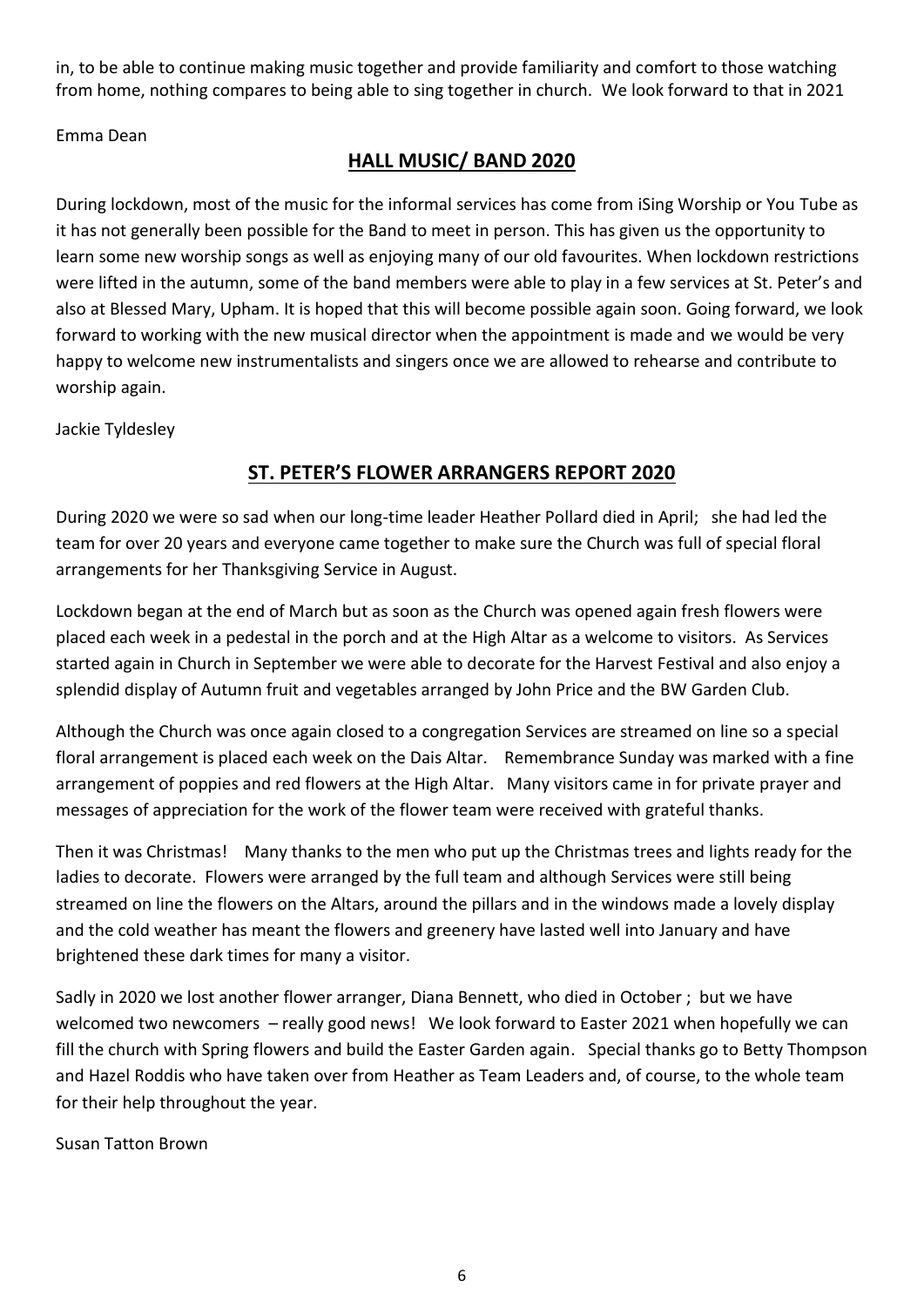in, to be able to continue making music together and provide familiarity and comfort to those watching from home, nothing compares to being able to sing together in church. We look forward to that in 2021

Emma Dean

## HALL MUSIC/ BAND 2020

During lockdown, most of the music for the informal services has come from iSing Worship or You Tube as it has not generally been possible for the Band to meet in person. This has given us the opportunity to learn some new worship songs as well as enjoying many of our old favourites. When lockdown restrictions were lifted in the autumn, some of the band members were able to play in a few services at St. Peter's and also at Blessed Mary, Upham. It is hoped that this will become possible again soon. Going forward, we look forward to working with the new musical director when the appointment is made and we would be very happy to welcome new instrumentalists and singers once we are allowed to rehearse and contribute to worship again.

Jackie Tyldesley

## ST. PETER'S FLOWER ARRANGERS REPORT 2020

During 2020 we were so sad when our long-time leader Heather Pollard died in April; she had led the team for over 20 years and everyone came together to make sure the Church was full of special floral arrangements for her Thanksgiving Service in August.

Lockdown began at the end of March but as soon as the Church was opened again fresh flowers were placed each week in a pedestal in the porch and at the High Altar as a welcome to visitors. As Services started again in Church in September we were able to decorate for the Harvest Festival and also enjoy a splendid display of Autumn fruit and vegetables arranged by John Price and the BW Garden Club.

Although the Church was once again closed to a congregation Services are streamed on line so a special floral arrangement is placed each week on the Dais Altar. Remembrance Sunday was marked with a fine arrangement of poppies and red flowers at the High Altar. Many visitors came in for private prayer and messages of appreciation for the work of the flower team were received with grateful thanks.

Then it was Christmas! Many thanks to the men who put up the Christmas trees and lights ready for the ladies to decorate. Flowers were arranged by the full team and although Services were still being streamed on line the flowers on the Altars, around the pillars and in the windows made a lovely display and the cold weather has meant the flowers and greenery have lasted well into January and have brightened these dark times for many a visitor.

Sadly in 2020 we lost another flower arranger, Diana Bennett, who died in October ; but we have welcomed two newcomers – really good news! We look forward to Easter 2021 when hopefully we can fill the church with Spring flowers and build the Easter Garden again. Special thanks go to Betty Thompson and Hazel Roddis who have taken over from Heather as Team Leaders and, of course, to the whole team for their help throughout the year.

Susan Tatton Brown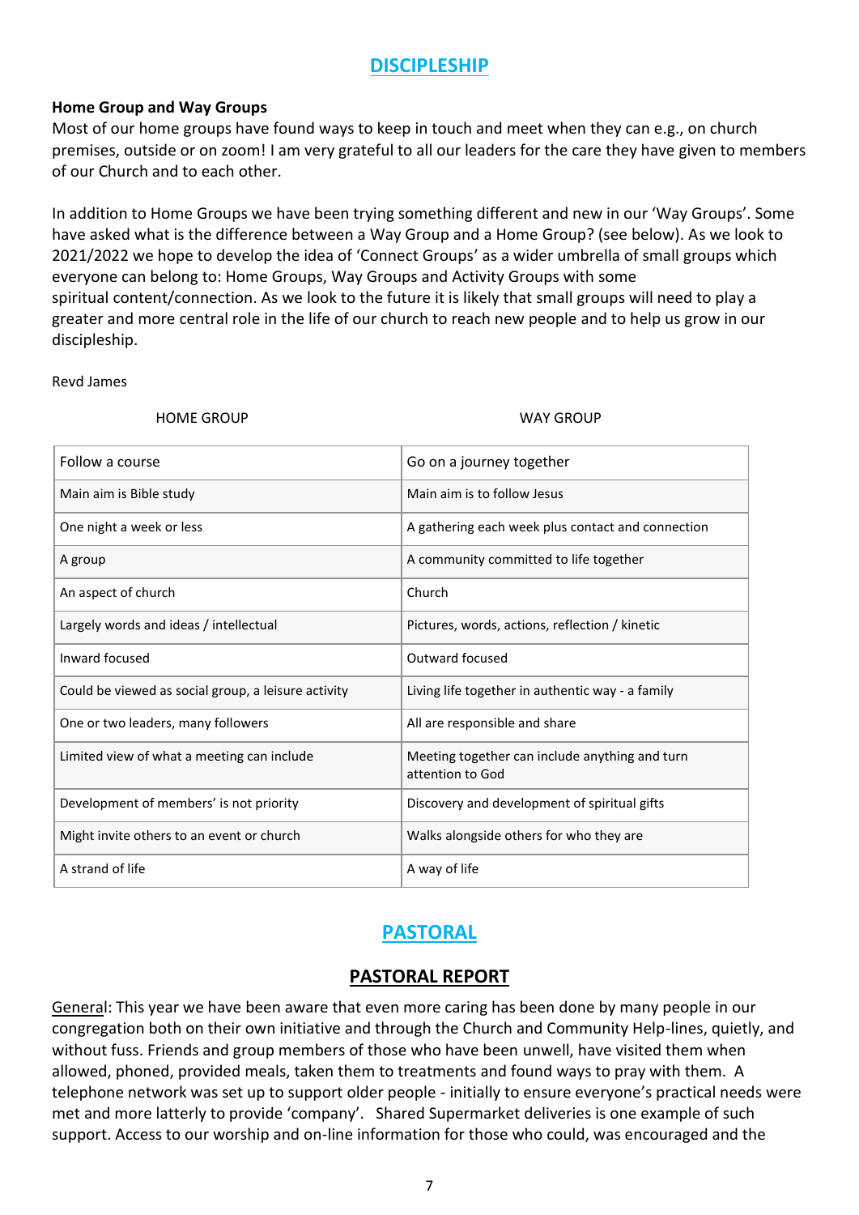## DISCIPLESHIP

**Home Group and Way Groups**

Most of our home groups have found ways to keep in touch and meet when they can e.g., on church premises, outside or on zoom! I am very grateful to all our leaders for the care they have given to members of our Church and to each other.

In addition to Home Groups we have been trying something different and new in our 'Way Groups'. Some have asked what is the difference between a Way Group and a Home Group? (see below). As we look to 2021/2022 we hope to develop the idea of 'Connect Groups' as a wider umbrella of small groups which everyone can belong to: Home Groups, Way Groups and Activity Groups with some spiritual content/connection. As we look to the future it is likely that small groups will need to play a greater and more central role in the life of our church to reach new people and to help us grow in our discipleship.

Revd James

| HOME GROUP | WAY GROUP |
|---|---|
| Follow a course | Go on a journey together |
| Main aim is Bible study | Main aim is to follow Jesus |
| One night a week or less | A gathering each week plus contact and connection |
| A group | A community committed to life together |
| An aspect of church | Church |
| Largely words and ideas / intellectual | Pictures, words, actions, reflection / kinetic |
| Inward focused | Outward focused |
| Could be viewed as social group, a leisure activity | Living life together in authentic way - a family |
| One or two leaders, many followers | All are responsible and share |
| Limited view of what a meeting can include | Meeting together can include anything and turn attention to God |
| Development of members' is not priority | Discovery and development of spiritual gifts |
| Might invite others to an event or church | Walks alongside others for who they are |
| A strand of life | A way of life |

## PASTORAL

### PASTORAL REPORT

General: This year we have been aware that even more caring has been done by many people in our congregation both on their own initiative and through the Church and Community Help-lines, quietly, and without fuss. Friends and group members of those who have been unwell, have visited them when allowed, phoned, provided meals, taken them to treatments and found ways to pray with them. A telephone network was set up to support older people - initially to ensure everyone's practical needs were met and more latterly to provide 'company'. Shared Supermarket deliveries is one example of such support. Access to our worship and on-line information for those who could, was encouraged and the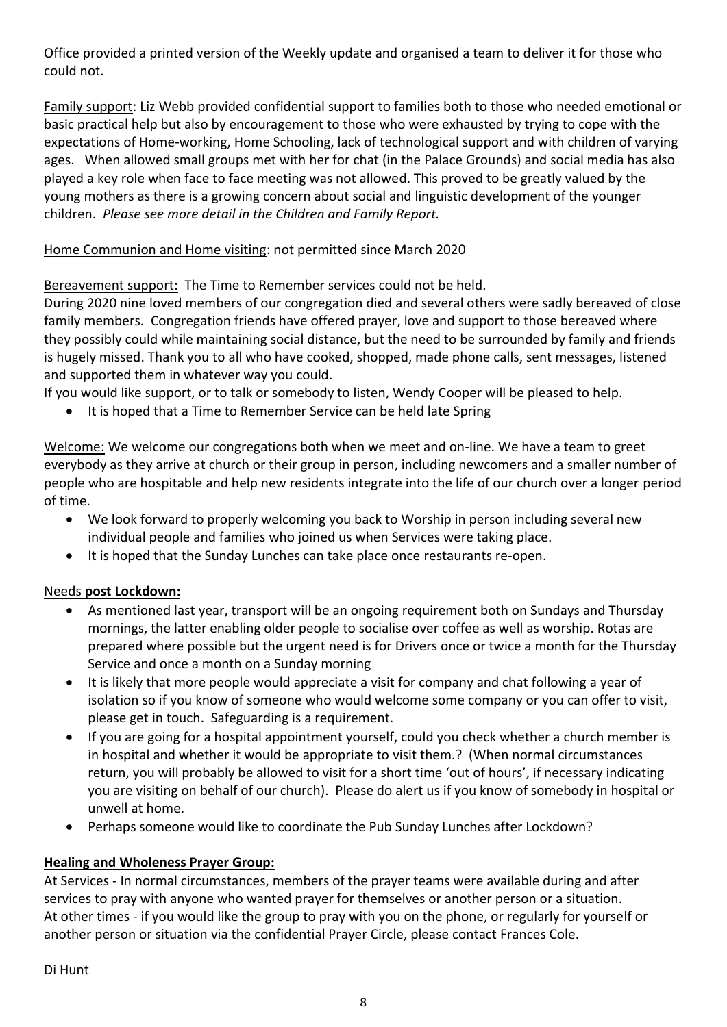Office provided a printed version of the Weekly update and organised a team to deliver it for those who could not.

Family support: Liz Webb provided confidential support to families both to those who needed emotional or basic practical help but also by encouragement to those who were exhausted by trying to cope with the expectations of Home-working, Home Schooling, lack of technological support and with children of varying ages. When allowed small groups met with her for chat (in the Palace Grounds) and social media has also played a key role when face to face meeting was not allowed. This proved to be greatly valued by the young mothers as there is a growing concern about social and linguistic development of the younger children. *Please see more detail in the Children and Family Report.*

Home Communion and Home visiting: not permitted since March 2020

Bereavement support: The Time to Remember services could not be held.
During 2020 nine loved members of our congregation died and several others were sadly bereaved of close family members. Congregation friends have offered prayer, love and support to those bereaved where they possibly could while maintaining social distance, but the need to be surrounded by family and friends is hugely missed. Thank you to all who have cooked, shopped, made phone calls, sent messages, listened and supported them in whatever way you could.
If you would like support, or to talk or somebody to listen, Wendy Cooper will be pleased to help.

- It is hoped that a Time to Remember Service can be held late Spring

Welcome: We welcome our congregations both when we meet and on-line. We have a team to greet everybody as they arrive at church or their group in person, including newcomers and a smaller number of people who are hospitable and help new residents integrate into the life of our church over a longer period of time.

- We look forward to properly welcoming you back to Worship in person including several new individual people and families who joined us when Services were taking place.
- It is hoped that the Sunday Lunches can take place once restaurants re-open.

Needs **post Lockdown:**

- As mentioned last year, transport will be an ongoing requirement both on Sundays and Thursday mornings, the latter enabling older people to socialise over coffee as well as worship. Rotas are prepared where possible but the urgent need is for Drivers once or twice a month for the Thursday Service and once a month on a Sunday morning
- It is likely that more people would appreciate a visit for company and chat following a year of isolation so if you know of someone who would welcome some company or you can offer to visit, please get in touch. Safeguarding is a requirement.
- If you are going for a hospital appointment yourself, could you check whether a church member is in hospital and whether it would be appropriate to visit them.? (When normal circumstances return, you will probably be allowed to visit for a short time 'out of hours', if necessary indicating you are visiting on behalf of our church). Please do alert us if you know of somebody in hospital or unwell at home.
- Perhaps someone would like to coordinate the Pub Sunday Lunches after Lockdown?

**Healing and Wholeness Prayer Group:**

At Services - In normal circumstances, members of the prayer teams were available during and after services to pray with anyone who wanted prayer for themselves or another person or a situation.
At other times - if you would like the group to pray with you on the phone, or regularly for yourself or another person or situation via the confidential Prayer Circle, please contact Frances Cole.

Di Hunt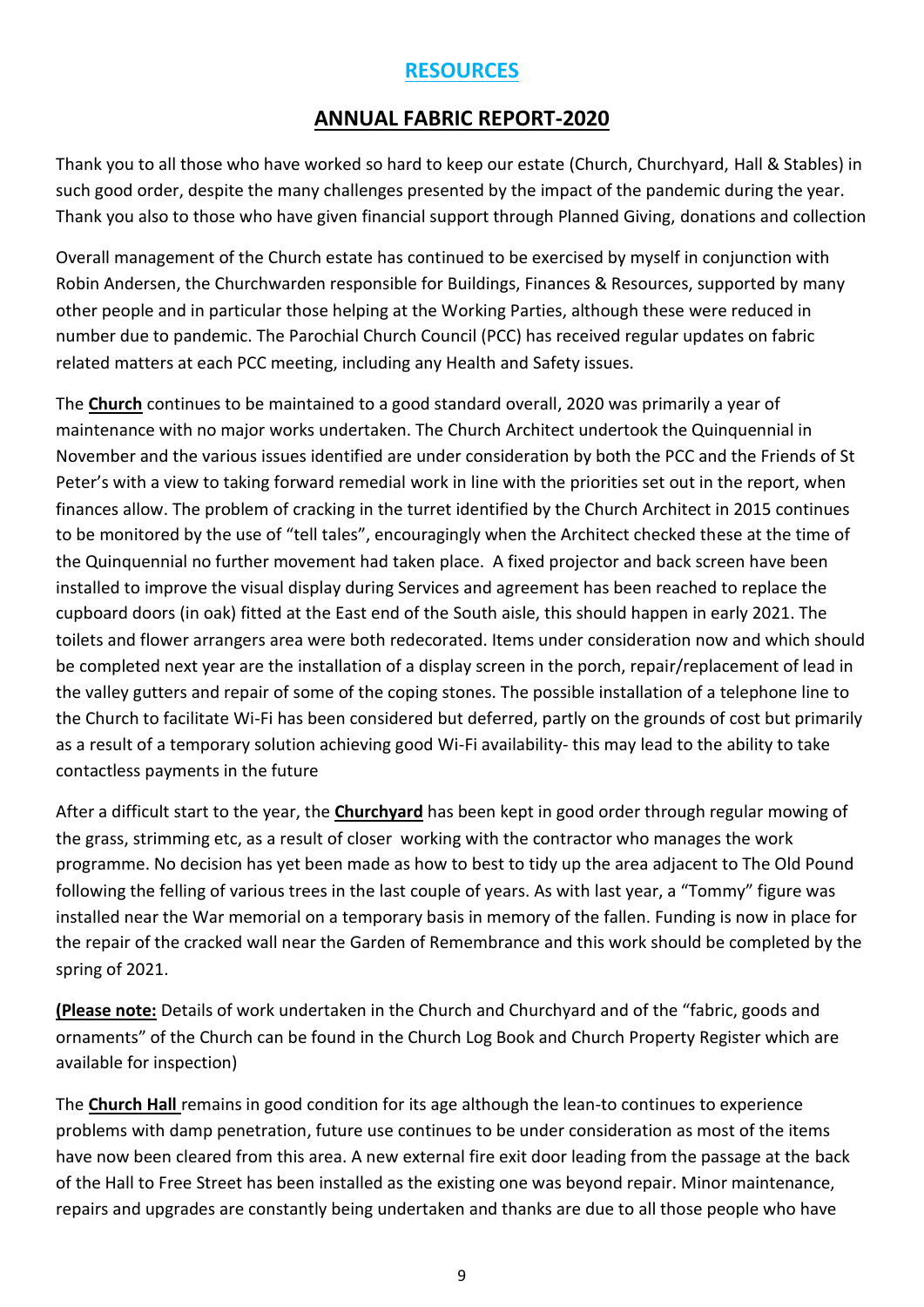## RESOURCES

## ANNUAL FABRIC REPORT-2020

Thank you to all those who have worked so hard to keep our estate (Church, Churchyard, Hall & Stables) in such good order, despite the many challenges presented by the impact of the pandemic during the year. Thank you also to those who have given financial support through Planned Giving, donations and collection

Overall management of the Church estate has continued to be exercised by myself in conjunction with Robin Andersen, the Churchwarden responsible for Buildings, Finances & Resources, supported by many other people and in particular those helping at the Working Parties, although these were reduced in number due to pandemic. The Parochial Church Council (PCC) has received regular updates on fabric related matters at each PCC meeting, including any Health and Safety issues.

The **Church** continues to be maintained to a good standard overall, 2020 was primarily a year of maintenance with no major works undertaken. The Church Architect undertook the Quinquennial in November and the various issues identified are under consideration by both the PCC and the Friends of St Peter's with a view to taking forward remedial work in line with the priorities set out in the report, when finances allow. The problem of cracking in the turret identified by the Church Architect in 2015 continues to be monitored by the use of "tell tales", encouragingly when the Architect checked these at the time of the Quinquennial no further movement had taken place. A fixed projector and back screen have been installed to improve the visual display during Services and agreement has been reached to replace the cupboard doors (in oak) fitted at the East end of the South aisle, this should happen in early 2021. The toilets and flower arrangers area were both redecorated. Items under consideration now and which should be completed next year are the installation of a display screen in the porch, repair/replacement of lead in the valley gutters and repair of some of the coping stones. The possible installation of a telephone line to the Church to facilitate Wi-Fi has been considered but deferred, partly on the grounds of cost but primarily as a result of a temporary solution achieving good Wi-Fi availability- this may lead to the ability to take contactless payments in the future

After a difficult start to the year, the **Churchyard** has been kept in good order through regular mowing of the grass, strimming etc, as a result of closer working with the contractor who manages the work programme. No decision has yet been made as how to best to tidy up the area adjacent to The Old Pound following the felling of various trees in the last couple of years. As with last year, a "Tommy" figure was installed near the War memorial on a temporary basis in memory of the fallen. Funding is now in place for the repair of the cracked wall near the Garden of Remembrance and this work should be completed by the spring of 2021.

**(Please note:** Details of work undertaken in the Church and Churchyard and of the "fabric, goods and ornaments" of the Church can be found in the Church Log Book and Church Property Register which are available for inspection)

The **Church Hall** remains in good condition for its age although the lean-to continues to experience problems with damp penetration, future use continues to be under consideration as most of the items have now been cleared from this area. A new external fire exit door leading from the passage at the back of the Hall to Free Street has been installed as the existing one was beyond repair. Minor maintenance, repairs and upgrades are constantly being undertaken and thanks are due to all those people who have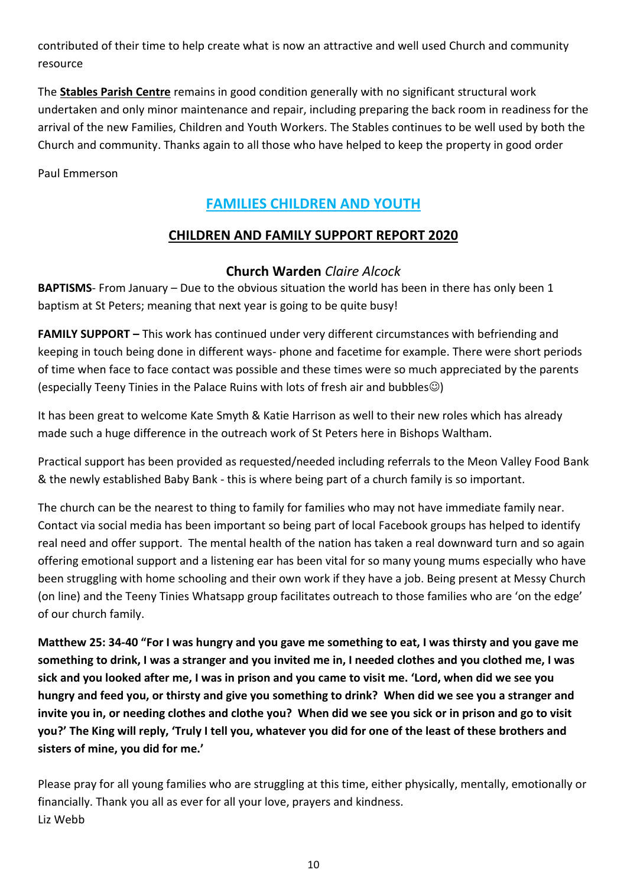contributed of their time to help create what is now an attractive and well used Church and community resource

The **Stables Parish Centre** remains in good condition generally with no significant structural work undertaken and only minor maintenance and repair, including preparing the back room in readiness for the arrival of the new Families, Children and Youth Workers. The Stables continues to be well used by both the Church and community. Thanks again to all those who have helped to keep the property in good order

Paul Emmerson

## FAMILIES CHILDREN AND YOUTH

### CHILDREN AND FAMILY SUPPORT REPORT 2020

#### Church Warden *Claire Alcock*

**BAPTISMS**- From January – Due to the obvious situation the world has been in there has only been 1 baptism at St Peters; meaning that next year is going to be quite busy!

**FAMILY SUPPORT –** This work has continued under very different circumstances with befriending and keeping in touch being done in different ways- phone and facetime for example. There were short periods of time when face to face contact was possible and these times were so much appreciated by the parents (especially Teeny Tinies in the Palace Ruins with lots of fresh air and bubbles☺)

It has been great to welcome Kate Smyth & Katie Harrison as well to their new roles which has already made such a huge difference in the outreach work of St Peters here in Bishops Waltham.

Practical support has been provided as requested/needed including referrals to the Meon Valley Food Bank & the newly established Baby Bank - this is where being part of a church family is so important.

The church can be the nearest to thing to family for families who may not have immediate family near. Contact via social media has been important so being part of local Facebook groups has helped to identify real need and offer support. The mental health of the nation has taken a real downward turn and so again offering emotional support and a listening ear has been vital for so many young mums especially who have been struggling with home schooling and their own work if they have a job. Being present at Messy Church (on line) and the Teeny Tinies Whatsapp group facilitates outreach to those families who are 'on the edge' of our church family.

**Matthew 25: 34-40 "For I was hungry and you gave me something to eat, I was thirsty and you gave me something to drink, I was a stranger and you invited me in, I needed clothes and you clothed me, I was sick and you looked after me, I was in prison and you came to visit me. 'Lord, when did we see you hungry and feed you, or thirsty and give you something to drink? When did we see you a stranger and invite you in, or needing clothes and clothe you? When did we see you sick or in prison and go to visit you?' The King will reply, 'Truly I tell you, whatever you did for one of the least of these brothers and sisters of mine, you did for me.'**

Please pray for all young families who are struggling at this time, either physically, mentally, emotionally or financially. Thank you all as ever for all your love, prayers and kindness.
Liz Webb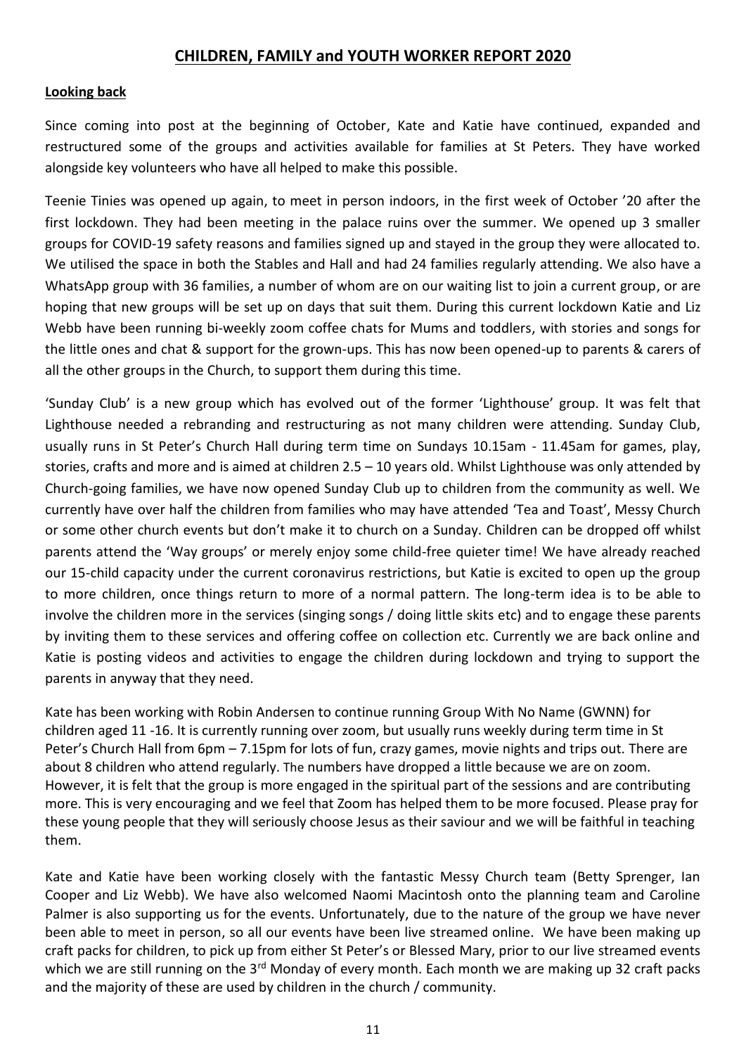## CHILDREN, FAMILY and YOUTH WORKER REPORT 2020

### Looking back

Since coming into post at the beginning of October, Kate and Katie have continued, expanded and restructured some of the groups and activities available for families at St Peters. They have worked alongside key volunteers who have all helped to make this possible.

Teenie Tinies was opened up again, to meet in person indoors, in the first week of October '20 after the first lockdown. They had been meeting in the palace ruins over the summer. We opened up 3 smaller groups for COVID-19 safety reasons and families signed up and stayed in the group they were allocated to. We utilised the space in both the Stables and Hall and had 24 families regularly attending. We also have a WhatsApp group with 36 families, a number of whom are on our waiting list to join a current group, or are hoping that new groups will be set up on days that suit them. During this current lockdown Katie and Liz Webb have been running bi-weekly zoom coffee chats for Mums and toddlers, with stories and songs for the little ones and chat & support for the grown-ups. This has now been opened-up to parents & carers of all the other groups in the Church, to support them during this time.

'Sunday Club' is a new group which has evolved out of the former 'Lighthouse' group. It was felt that Lighthouse needed a rebranding and restructuring as not many children were attending. Sunday Club, usually runs in St Peter's Church Hall during term time on Sundays 10.15am - 11.45am for games, play, stories, crafts and more and is aimed at children 2.5 – 10 years old. Whilst Lighthouse was only attended by Church-going families, we have now opened Sunday Club up to children from the community as well. We currently have over half the children from families who may have attended 'Tea and Toast', Messy Church or some other church events but don't make it to church on a Sunday. Children can be dropped off whilst parents attend the 'Way groups' or merely enjoy some child-free quieter time! We have already reached our 15-child capacity under the current coronavirus restrictions, but Katie is excited to open up the group to more children, once things return to more of a normal pattern. The long-term idea is to be able to involve the children more in the services (singing songs / doing little skits etc) and to engage these parents by inviting them to these services and offering coffee on collection etc. Currently we are back online and Katie is posting videos and activities to engage the children during lockdown and trying to support the parents in anyway that they need.

Kate has been working with Robin Andersen to continue running Group With No Name (GWNN) for children aged 11 -16. It is currently running over zoom, but usually runs weekly during term time in St Peter's Church Hall from 6pm – 7.15pm for lots of fun, crazy games, movie nights and trips out. There are about 8 children who attend regularly. The numbers have dropped a little because we are on zoom. However, it is felt that the group is more engaged in the spiritual part of the sessions and are contributing more. This is very encouraging and we feel that Zoom has helped them to be more focused. Please pray for these young people that they will seriously choose Jesus as their saviour and we will be faithful in teaching them.

Kate and Katie have been working closely with the fantastic Messy Church team (Betty Sprenger, Ian Cooper and Liz Webb). We have also welcomed Naomi Macintosh onto the planning team and Caroline Palmer is also supporting us for the events. Unfortunately, due to the nature of the group we have never been able to meet in person, so all our events have been live streamed online. We have been making up craft packs for children, to pick up from either St Peter's or Blessed Mary, prior to our live streamed events which we are still running on the 3rd Monday of every month. Each month we are making up 32 craft packs and the majority of these are used by children in the church / community.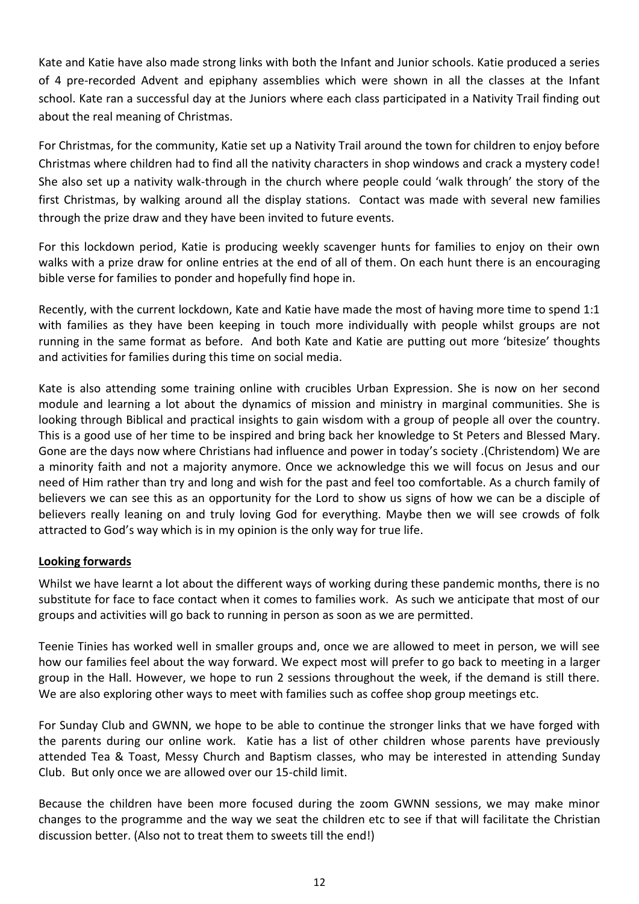Kate and Katie have also made strong links with both the Infant and Junior schools. Katie produced a series of 4 pre-recorded Advent and epiphany assemblies which were shown in all the classes at the Infant school. Kate ran a successful day at the Juniors where each class participated in a Nativity Trail finding out about the real meaning of Christmas.

For Christmas, for the community, Katie set up a Nativity Trail around the town for children to enjoy before Christmas where children had to find all the nativity characters in shop windows and crack a mystery code! She also set up a nativity walk-through in the church where people could 'walk through' the story of the first Christmas, by walking around all the display stations. Contact was made with several new families through the prize draw and they have been invited to future events.

For this lockdown period, Katie is producing weekly scavenger hunts for families to enjoy on their own walks with a prize draw for online entries at the end of all of them. On each hunt there is an encouraging bible verse for families to ponder and hopefully find hope in.

Recently, with the current lockdown, Kate and Katie have made the most of having more time to spend 1:1 with families as they have been keeping in touch more individually with people whilst groups are not running in the same format as before. And both Kate and Katie are putting out more 'bitesize' thoughts and activities for families during this time on social media.

Kate is also attending some training online with crucibles Urban Expression. She is now on her second module and learning a lot about the dynamics of mission and ministry in marginal communities. She is looking through Biblical and practical insights to gain wisdom with a group of people all over the country. This is a good use of her time to be inspired and bring back her knowledge to St Peters and Blessed Mary. Gone are the days now where Christians had influence and power in today's society .(Christendom) We are a minority faith and not a majority anymore. Once we acknowledge this we will focus on Jesus and our need of Him rather than try and long and wish for the past and feel too comfortable. As a church family of believers we can see this as an opportunity for the Lord to show us signs of how we can be a disciple of believers really leaning on and truly loving God for everything. Maybe then we will see crowds of folk attracted to God's way which is in my opinion is the only way for true life.

**Looking forwards**

Whilst we have learnt a lot about the different ways of working during these pandemic months, there is no substitute for face to face contact when it comes to families work. As such we anticipate that most of our groups and activities will go back to running in person as soon as we are permitted.

Teenie Tinies has worked well in smaller groups and, once we are allowed to meet in person, we will see how our families feel about the way forward. We expect most will prefer to go back to meeting in a larger group in the Hall. However, we hope to run 2 sessions throughout the week, if the demand is still there. We are also exploring other ways to meet with families such as coffee shop group meetings etc.

For Sunday Club and GWNN, we hope to be able to continue the stronger links that we have forged with the parents during our online work. Katie has a list of other children whose parents have previously attended Tea & Toast, Messy Church and Baptism classes, who may be interested in attending Sunday Club. But only once we are allowed over our 15-child limit.

Because the children have been more focused during the zoom GWNN sessions, we may make minor changes to the programme and the way we seat the children etc to see if that will facilitate the Christian discussion better. (Also not to treat them to sweets till the end!)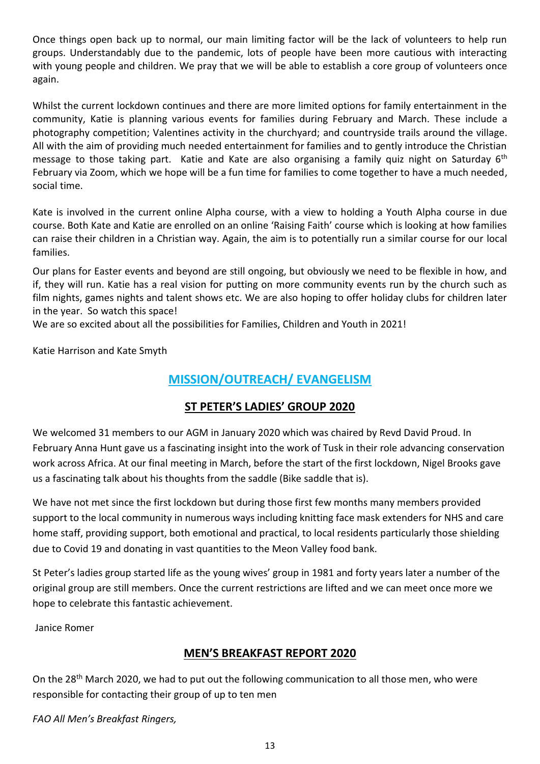Once things open back up to normal, our main limiting factor will be the lack of volunteers to help run groups. Understandably due to the pandemic, lots of people have been more cautious with interacting with young people and children. We pray that we will be able to establish a core group of volunteers once again.

Whilst the current lockdown continues and there are more limited options for family entertainment in the community, Katie is planning various events for families during February and March. These include a photography competition; Valentines activity in the churchyard; and countryside trails around the village. All with the aim of providing much needed entertainment for families and to gently introduce the Christian message to those taking part. Katie and Kate are also organising a family quiz night on Saturday 6th February via Zoom, which we hope will be a fun time for families to come together to have a much needed, social time.

Kate is involved in the current online Alpha course, with a view to holding a Youth Alpha course in due course. Both Kate and Katie are enrolled on an online 'Raising Faith' course which is looking at how families can raise their children in a Christian way. Again, the aim is to potentially run a similar course for our local families.

Our plans for Easter events and beyond are still ongoing, but obviously we need to be flexible in how, and if, they will run. Katie has a real vision for putting on more community events run by the church such as film nights, games nights and talent shows etc. We are also hoping to offer holiday clubs for children later in the year. So watch this space!

We are so excited about all the possibilities for Families, Children and Youth in 2021!

Katie Harrison and Kate Smyth

## MISSION/OUTREACH/ EVANGELISM

### ST PETER'S LADIES' GROUP 2020

We welcomed 31 members to our AGM in January 2020 which was chaired by Revd David Proud. In February Anna Hunt gave us a fascinating insight into the work of Tusk in their role advancing conservation work across Africa. At our final meeting in March, before the start of the first lockdown, Nigel Brooks gave us a fascinating talk about his thoughts from the saddle (Bike saddle that is).

We have not met since the first lockdown but during those first few months many members provided support to the local community in numerous ways including knitting face mask extenders for NHS and care home staff, providing support, both emotional and practical, to local residents particularly those shielding due to Covid 19 and donating in vast quantities to the Meon Valley food bank.

St Peter's ladies group started life as the young wives' group in 1981 and forty years later a number of the original group are still members. Once the current restrictions are lifted and we can meet once more we hope to celebrate this fantastic achievement.

Janice Romer

### MEN'S BREAKFAST REPORT 2020

On the 28th March 2020, we had to put out the following communication to all those men, who were responsible for contacting their group of up to ten men

*FAO All Men's Breakfast Ringers,*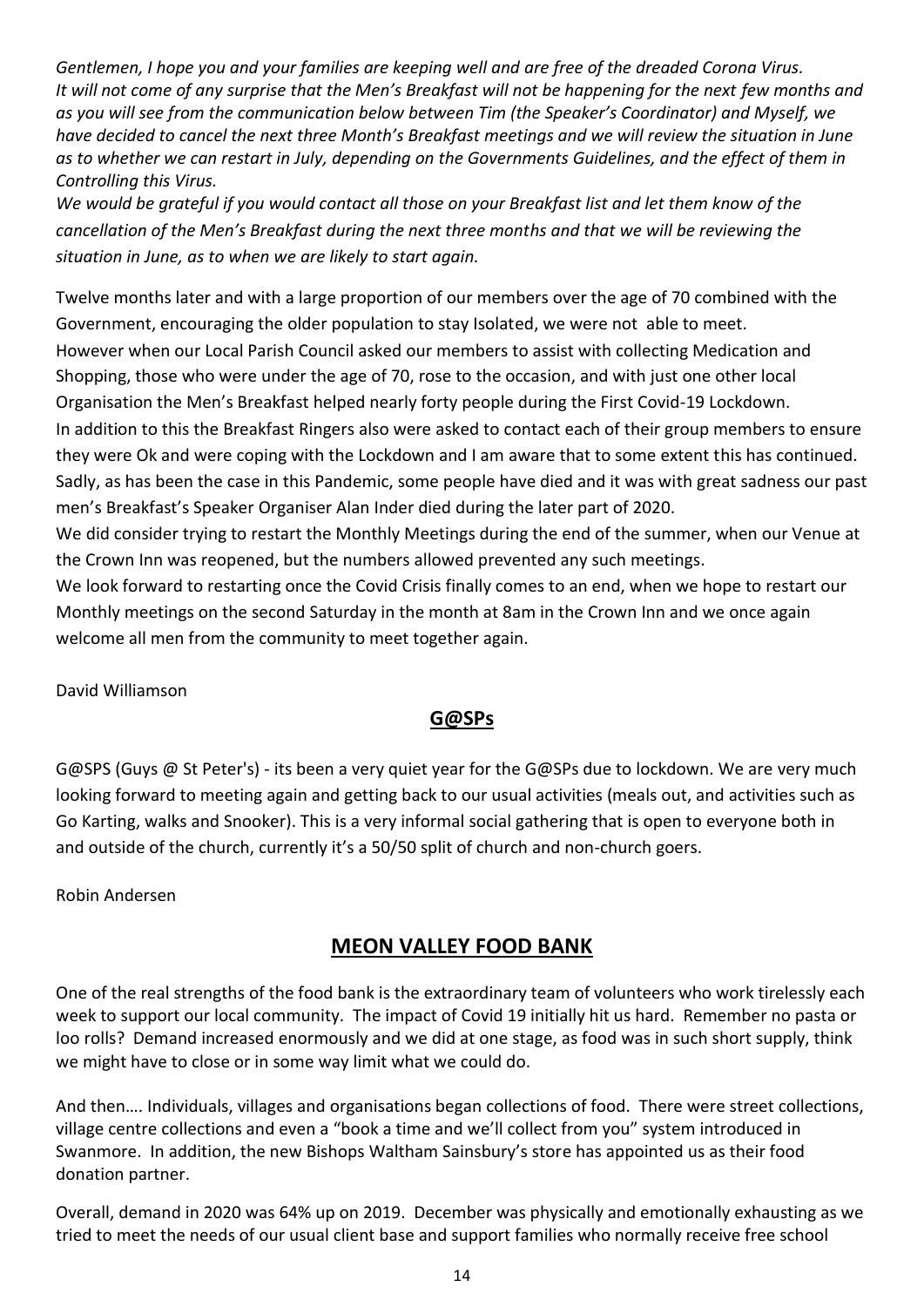*Gentlemen, I hope you and your families are keeping well and are free of the dreaded Corona Virus. It will not come of any surprise that the Men's Breakfast will not be happening for the next few months and as you will see from the communication below between Tim (the Speaker's Coordinator) and Myself, we have decided to cancel the next three Month's Breakfast meetings and we will review the situation in June as to whether we can restart in July, depending on the Governments Guidelines, and the effect of them in Controlling this Virus.*

*We would be grateful if you would contact all those on your Breakfast list and let them know of the cancellation of the Men's Breakfast during the next three months and that we will be reviewing the situation in June, as to when we are likely to start again.*

Twelve months later and with a large proportion of our members over the age of 70 combined with the Government, encouraging the older population to stay Isolated, we were not able to meet.

However when our Local Parish Council asked our members to assist with collecting Medication and Shopping, those who were under the age of 70, rose to the occasion, and with just one other local Organisation the Men's Breakfast helped nearly forty people during the First Covid-19 Lockdown.

In addition to this the Breakfast Ringers also were asked to contact each of their group members to ensure they were Ok and were coping with the Lockdown and I am aware that to some extent this has continued. Sadly, as has been the case in this Pandemic, some people have died and it was with great sadness our past men's Breakfast's Speaker Organiser Alan Inder died during the later part of 2020.

We did consider trying to restart the Monthly Meetings during the end of the summer, when our Venue at the Crown Inn was reopened, but the numbers allowed prevented any such meetings.

We look forward to restarting once the Covid Crisis finally comes to an end, when we hope to restart our Monthly meetings on the second Saturday in the month at 8am in the Crown Inn and we once again welcome all men from the community to meet together again.

David Williamson

## G@SPs

G@SPS (Guys @ St Peter's) - its been a very quiet year for the G@SPs due to lockdown. We are very much looking forward to meeting again and getting back to our usual activities (meals out, and activities such as Go Karting, walks and Snooker). This is a very informal social gathering that is open to everyone both in and outside of the church, currently it's a 50/50 split of church and non-church goers.

Robin Andersen

## MEON VALLEY FOOD BANK

One of the real strengths of the food bank is the extraordinary team of volunteers who work tirelessly each week to support our local community. The impact of Covid 19 initially hit us hard. Remember no pasta or loo rolls? Demand increased enormously and we did at one stage, as food was in such short supply, think we might have to close or in some way limit what we could do.

And then…. Individuals, villages and organisations began collections of food. There were street collections, village centre collections and even a "book a time and we'll collect from you" system introduced in Swanmore. In addition, the new Bishops Waltham Sainsbury's store has appointed us as their food donation partner.

Overall, demand in 2020 was 64% up on 2019. December was physically and emotionally exhausting as we tried to meet the needs of our usual client base and support families who normally receive free school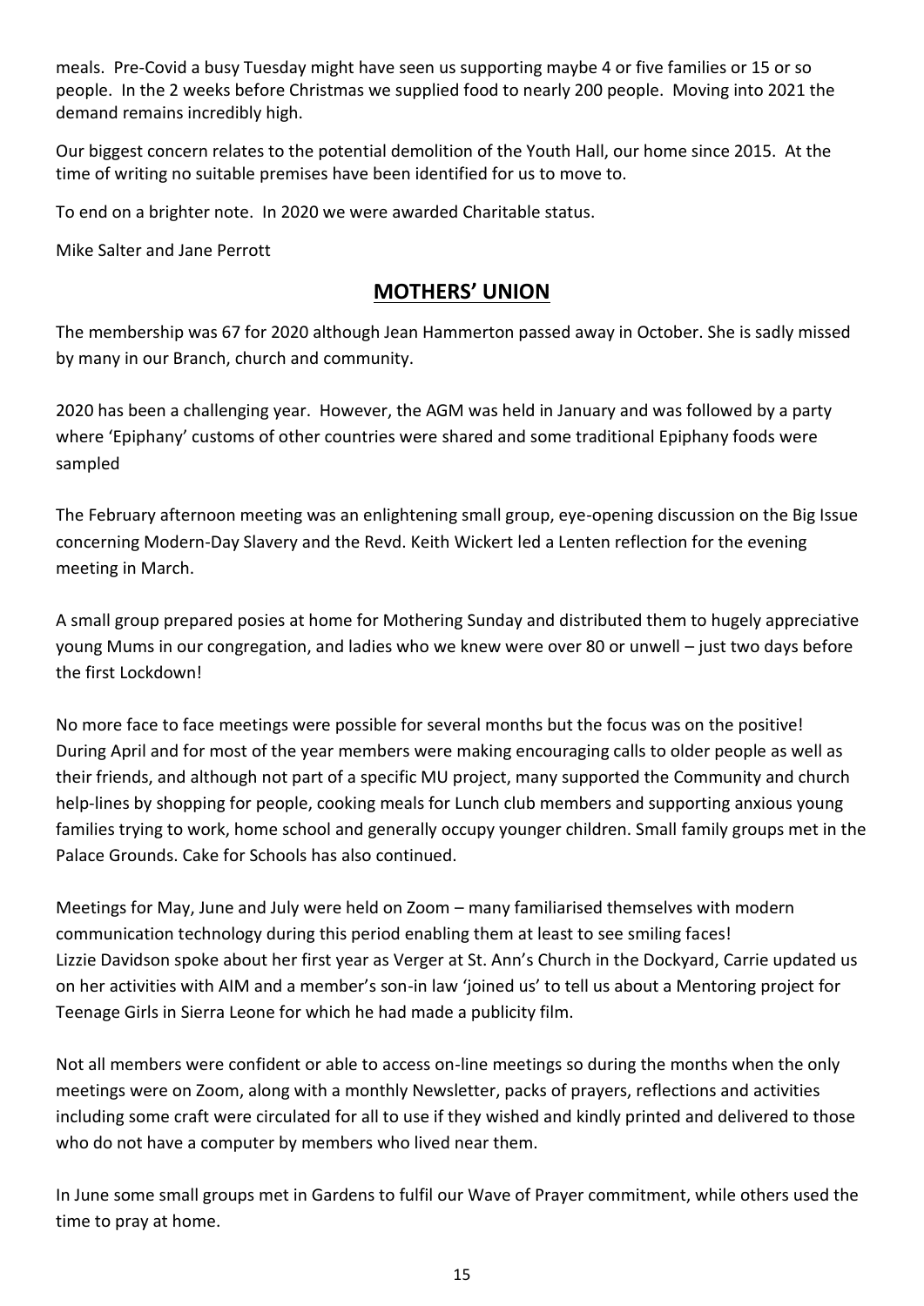meals. Pre-Covid a busy Tuesday might have seen us supporting maybe 4 or five families or 15 or so people. In the 2 weeks before Christmas we supplied food to nearly 200 people. Moving into 2021 the demand remains incredibly high.

Our biggest concern relates to the potential demolition of the Youth Hall, our home since 2015. At the time of writing no suitable premises have been identified for us to move to.

To end on a brighter note. In 2020 we were awarded Charitable status.

Mike Salter and Jane Perrott

## MOTHERS' UNION

The membership was 67 for 2020 although Jean Hammerton passed away in October. She is sadly missed by many in our Branch, church and community.

2020 has been a challenging year. However, the AGM was held in January and was followed by a party where 'Epiphany' customs of other countries were shared and some traditional Epiphany foods were sampled

The February afternoon meeting was an enlightening small group, eye-opening discussion on the Big Issue concerning Modern-Day Slavery and the Revd. Keith Wickert led a Lenten reflection for the evening meeting in March.

A small group prepared posies at home for Mothering Sunday and distributed them to hugely appreciative young Mums in our congregation, and ladies who we knew were over 80 or unwell – just two days before the first Lockdown!

No more face to face meetings were possible for several months but the focus was on the positive! During April and for most of the year members were making encouraging calls to older people as well as their friends, and although not part of a specific MU project, many supported the Community and church help-lines by shopping for people, cooking meals for Lunch club members and supporting anxious young families trying to work, home school and generally occupy younger children. Small family groups met in the Palace Grounds. Cake for Schools has also continued.

Meetings for May, June and July were held on Zoom – many familiarised themselves with modern communication technology during this period enabling them at least to see smiling faces! Lizzie Davidson spoke about her first year as Verger at St. Ann's Church in the Dockyard, Carrie updated us on her activities with AIM and a member's son-in law 'joined us' to tell us about a Mentoring project for Teenage Girls in Sierra Leone for which he had made a publicity film.

Not all members were confident or able to access on-line meetings so during the months when the only meetings were on Zoom, along with a monthly Newsletter, packs of prayers, reflections and activities including some craft were circulated for all to use if they wished and kindly printed and delivered to those who do not have a computer by members who lived near them.

In June some small groups met in Gardens to fulfil our Wave of Prayer commitment, while others used the time to pray at home.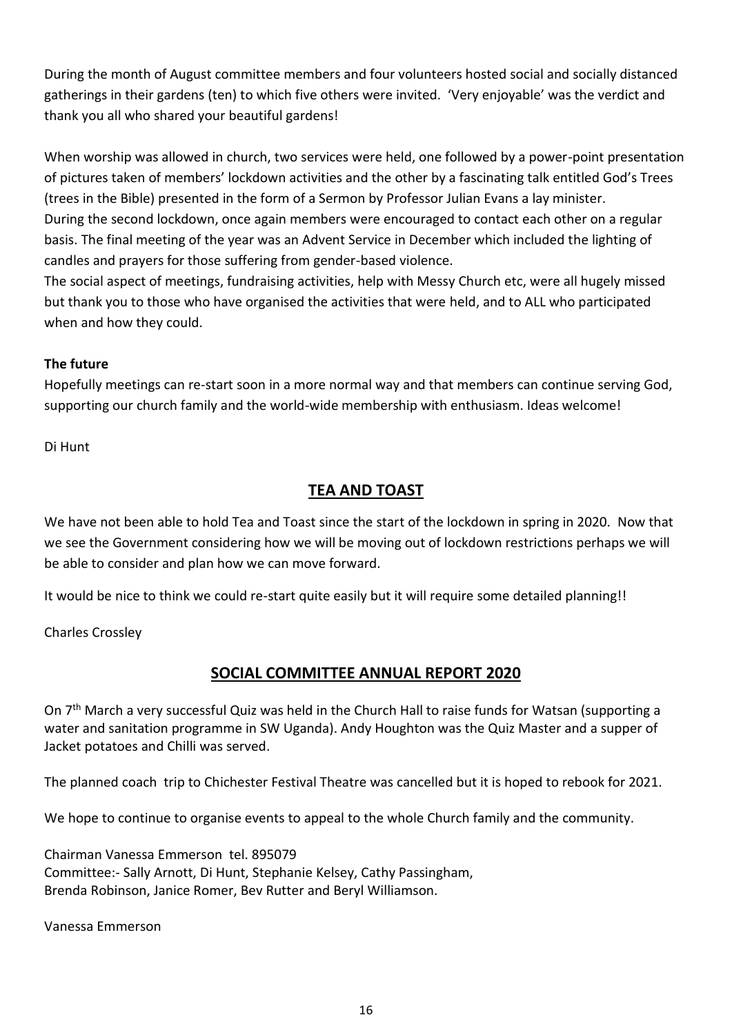During the month of August committee members and four volunteers hosted social and socially distanced gatherings in their gardens (ten) to which five others were invited. 'Very enjoyable' was the verdict and thank you all who shared your beautiful gardens!

When worship was allowed in church, two services were held, one followed by a power-point presentation of pictures taken of members' lockdown activities and the other by a fascinating talk entitled God's Trees (trees in the Bible) presented in the form of a Sermon by Professor Julian Evans a lay minister.
During the second lockdown, once again members were encouraged to contact each other on a regular basis. The final meeting of the year was an Advent Service in December which included the lighting of candles and prayers for those suffering from gender-based violence.
The social aspect of meetings, fundraising activities, help with Messy Church etc, were all hugely missed but thank you to those who have organised the activities that were held, and to ALL who participated when and how they could.

**The future**

Hopefully meetings can re-start soon in a more normal way and that members can continue serving God, supporting our church family and the world-wide membership with enthusiasm. Ideas welcome!

Di Hunt

## TEA AND TOAST

We have not been able to hold Tea and Toast since the start of the lockdown in spring in 2020. Now that we see the Government considering how we will be moving out of lockdown restrictions perhaps we will be able to consider and plan how we can move forward.

It would be nice to think we could re-start quite easily but it will require some detailed planning!!

Charles Crossley

## SOCIAL COMMITTEE ANNUAL REPORT 2020

On 7th March a very successful Quiz was held in the Church Hall to raise funds for Watsan (supporting a water and sanitation programme in SW Uganda). Andy Houghton was the Quiz Master and a supper of Jacket potatoes and Chilli was served.

The planned coach trip to Chichester Festival Theatre was cancelled but it is hoped to rebook for 2021.

We hope to continue to organise events to appeal to the whole Church family and the community.

Chairman Vanessa Emmerson tel. 895079
Committee:- Sally Arnott, Di Hunt, Stephanie Kelsey, Cathy Passingham,
Brenda Robinson, Janice Romer, Bev Rutter and Beryl Williamson.

Vanessa Emmerson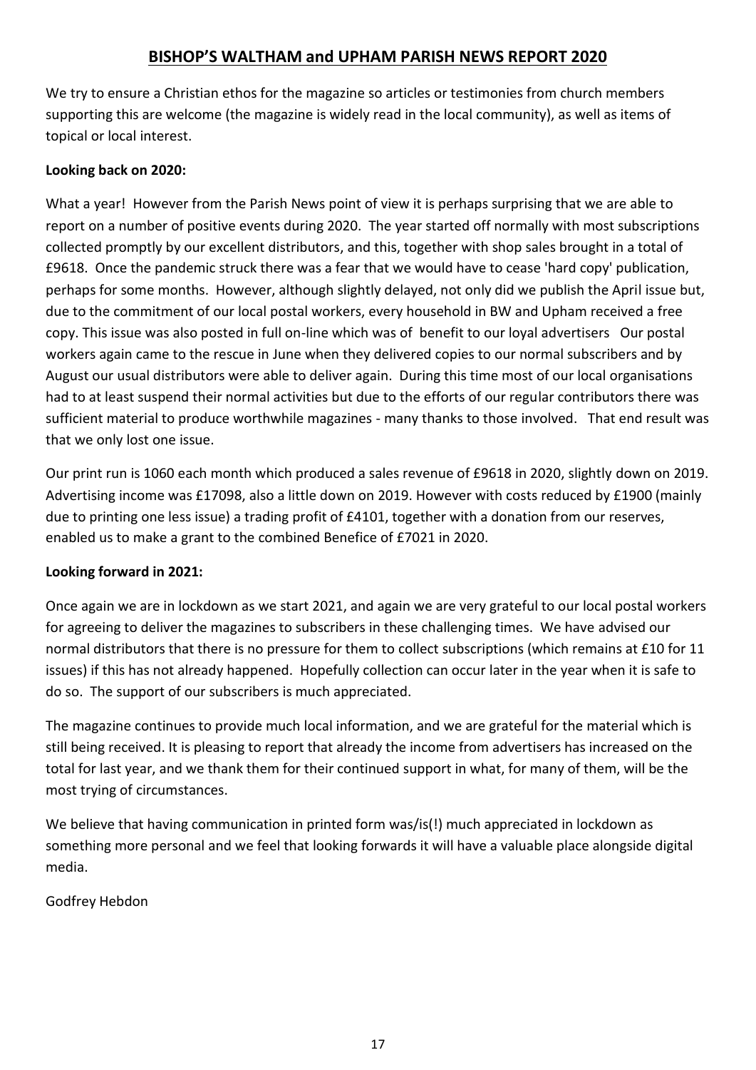# BISHOP'S WALTHAM and UPHAM PARISH NEWS REPORT 2020

We try to ensure a Christian ethos for the magazine so articles or testimonies from church members supporting this are welcome (the magazine is widely read in the local community), as well as items of topical or local interest.

**Looking back on 2020:**

What a year! However from the Parish News point of view it is perhaps surprising that we are able to report on a number of positive events during 2020. The year started off normally with most subscriptions collected promptly by our excellent distributors, and this, together with shop sales brought in a total of £9618. Once the pandemic struck there was a fear that we would have to cease 'hard copy' publication, perhaps for some months. However, although slightly delayed, not only did we publish the April issue but, due to the commitment of our local postal workers, every household in BW and Upham received a free copy. This issue was also posted in full on-line which was of benefit to our loyal advertisers Our postal workers again came to the rescue in June when they delivered copies to our normal subscribers and by August our usual distributors were able to deliver again. During this time most of our local organisations had to at least suspend their normal activities but due to the efforts of our regular contributors there was sufficient material to produce worthwhile magazines - many thanks to those involved. That end result was that we only lost one issue.

Our print run is 1060 each month which produced a sales revenue of £9618 in 2020, slightly down on 2019. Advertising income was £17098, also a little down on 2019. However with costs reduced by £1900 (mainly due to printing one less issue) a trading profit of £4101, together with a donation from our reserves, enabled us to make a grant to the combined Benefice of £7021 in 2020.

**Looking forward in 2021:**

Once again we are in lockdown as we start 2021, and again we are very grateful to our local postal workers for agreeing to deliver the magazines to subscribers in these challenging times. We have advised our normal distributors that there is no pressure for them to collect subscriptions (which remains at £10 for 11 issues) if this has not already happened. Hopefully collection can occur later in the year when it is safe to do so. The support of our subscribers is much appreciated.

The magazine continues to provide much local information, and we are grateful for the material which is still being received. It is pleasing to report that already the income from advertisers has increased on the total for last year, and we thank them for their continued support in what, for many of them, will be the most trying of circumstances.

We believe that having communication in printed form was/is(!) much appreciated in lockdown as something more personal and we feel that looking forwards it will have a valuable place alongside digital media.

Godfrey Hebdon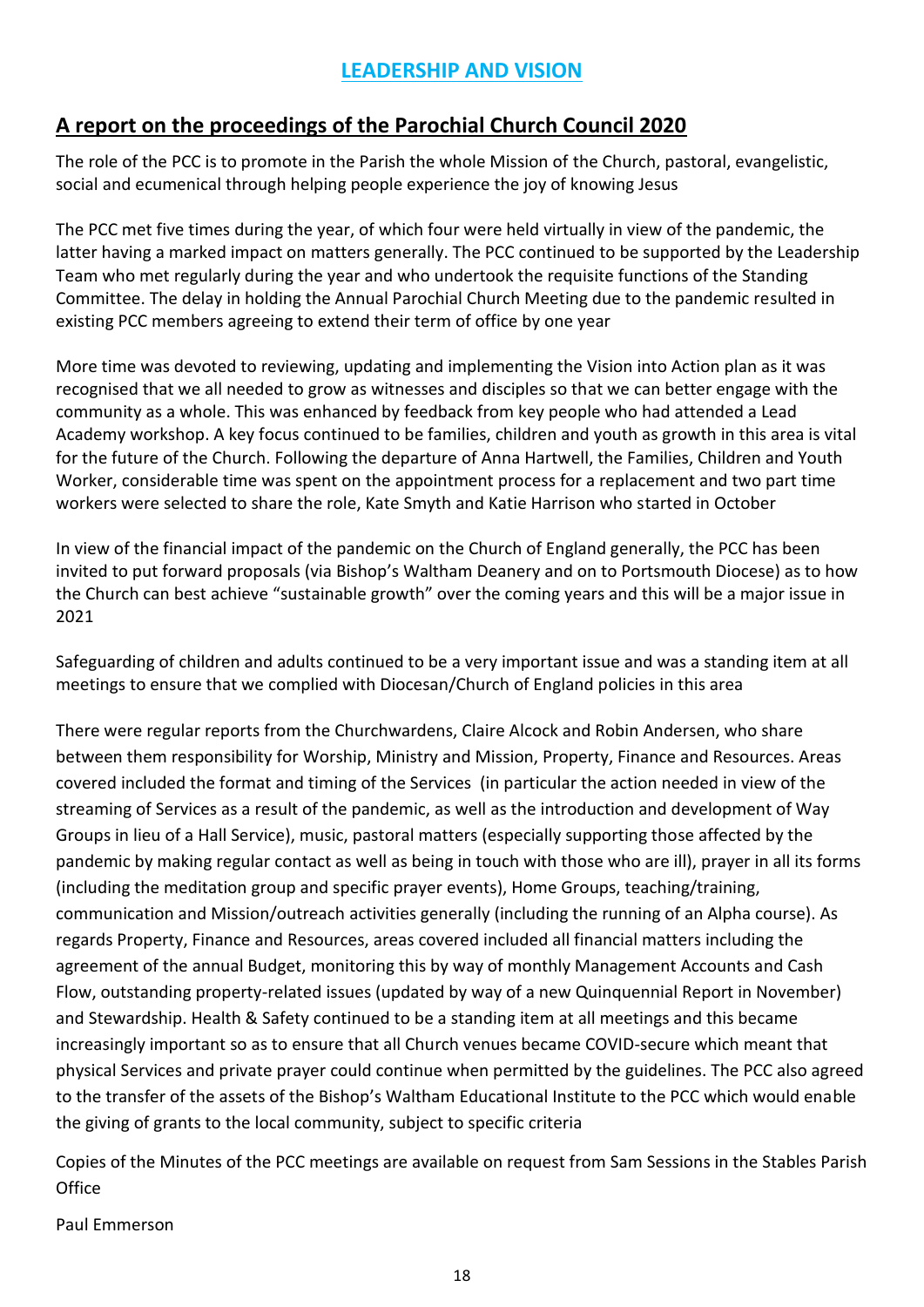# LEADERSHIP AND VISION

## A report on the proceedings of the Parochial Church Council 2020

The role of the PCC is to promote in the Parish the whole Mission of the Church, pastoral, evangelistic, social and ecumenical through helping people experience the joy of knowing Jesus

The PCC met five times during the year, of which four were held virtually in view of the pandemic, the latter having a marked impact on matters generally. The PCC continued to be supported by the Leadership Team who met regularly during the year and who undertook the requisite functions of the Standing Committee. The delay in holding the Annual Parochial Church Meeting due to the pandemic resulted in existing PCC members agreeing to extend their term of office by one year

More time was devoted to reviewing, updating and implementing the Vision into Action plan as it was recognised that we all needed to grow as witnesses and disciples so that we can better engage with the community as a whole. This was enhanced by feedback from key people who had attended a Lead Academy workshop. A key focus continued to be families, children and youth as growth in this area is vital for the future of the Church. Following the departure of Anna Hartwell, the Families, Children and Youth Worker, considerable time was spent on the appointment process for a replacement and two part time workers were selected to share the role, Kate Smyth and Katie Harrison who started in October

In view of the financial impact of the pandemic on the Church of England generally, the PCC has been invited to put forward proposals (via Bishop's Waltham Deanery and on to Portsmouth Diocese) as to how the Church can best achieve "sustainable growth" over the coming years and this will be a major issue in 2021

Safeguarding of children and adults continued to be a very important issue and was a standing item at all meetings to ensure that we complied with Diocesan/Church of England policies in this area

There were regular reports from the Churchwardens, Claire Alcock and Robin Andersen, who share between them responsibility for Worship, Ministry and Mission, Property, Finance and Resources. Areas covered included the format and timing of the Services (in particular the action needed in view of the streaming of Services as a result of the pandemic, as well as the introduction and development of Way Groups in lieu of a Hall Service), music, pastoral matters (especially supporting those affected by the pandemic by making regular contact as well as being in touch with those who are ill), prayer in all its forms (including the meditation group and specific prayer events), Home Groups, teaching/training, communication and Mission/outreach activities generally (including the running of an Alpha course). As regards Property, Finance and Resources, areas covered included all financial matters including the agreement of the annual Budget, monitoring this by way of monthly Management Accounts and Cash Flow, outstanding property-related issues (updated by way of a new Quinquennial Report in November) and Stewardship. Health & Safety continued to be a standing item at all meetings and this became increasingly important so as to ensure that all Church venues became COVID-secure which meant that physical Services and private prayer could continue when permitted by the guidelines. The PCC also agreed to the transfer of the assets of the Bishop's Waltham Educational Institute to the PCC which would enable the giving of grants to the local community, subject to specific criteria

Copies of the Minutes of the PCC meetings are available on request from Sam Sessions in the Stables Parish Office

Paul Emmerson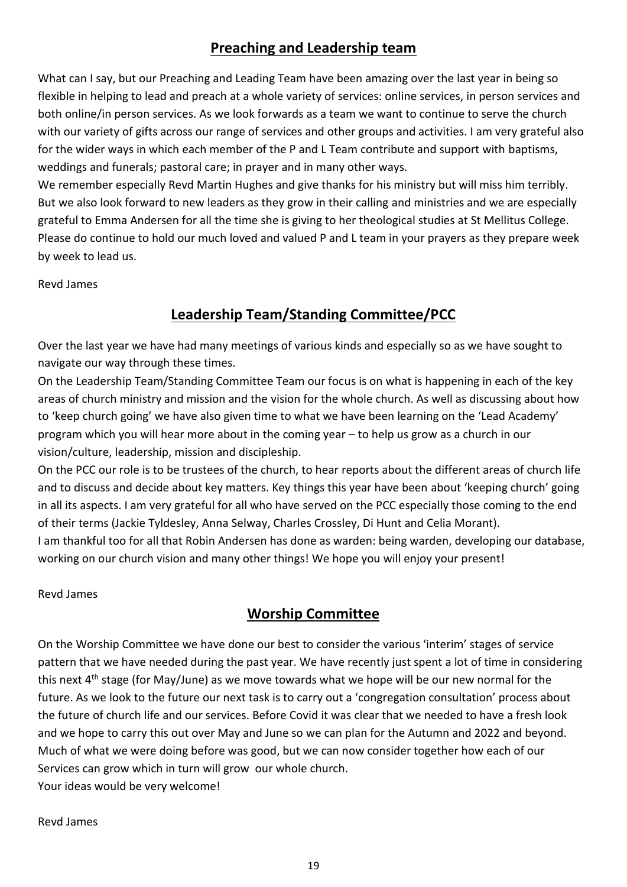## Preaching and Leadership team

What can I say, but our Preaching and Leading Team have been amazing over the last year in being so flexible in helping to lead and preach at a whole variety of services: online services, in person services and both online/in person services. As we look forwards as a team we want to continue to serve the church with our variety of gifts across our range of services and other groups and activities. I am very grateful also for the wider ways in which each member of the P and L Team contribute and support with baptisms, weddings and funerals; pastoral care; in prayer and in many other ways.

We remember especially Revd Martin Hughes and give thanks for his ministry but will miss him terribly. But we also look forward to new leaders as they grow in their calling and ministries and we are especially grateful to Emma Andersen for all the time she is giving to her theological studies at St Mellitus College. Please do continue to hold our much loved and valued P and L team in your prayers as they prepare week by week to lead us.

Revd James

## Leadership Team/Standing Committee/PCC

Over the last year we have had many meetings of various kinds and especially so as we have sought to navigate our way through these times.

On the Leadership Team/Standing Committee Team our focus is on what is happening in each of the key areas of church ministry and mission and the vision for the whole church. As well as discussing about how to 'keep church going' we have also given time to what we have been learning on the 'Lead Academy' program which you will hear more about in the coming year – to help us grow as a church in our vision/culture, leadership, mission and discipleship.

On the PCC our role is to be trustees of the church, to hear reports about the different areas of church life and to discuss and decide about key matters. Key things this year have been about 'keeping church' going in all its aspects. I am very grateful for all who have served on the PCC especially those coming to the end of their terms (Jackie Tyldesley, Anna Selway, Charles Crossley, Di Hunt and Celia Morant).

I am thankful too for all that Robin Andersen has done as warden: being warden, developing our database, working on our church vision and many other things! We hope you will enjoy your present!

Revd James

## Worship Committee

On the Worship Committee we have done our best to consider the various 'interim' stages of service pattern that we have needed during the past year. We have recently just spent a lot of time in considering this next 4th stage (for May/June) as we move towards what we hope will be our new normal for the future. As we look to the future our next task is to carry out a 'congregation consultation' process about the future of church life and our services. Before Covid it was clear that we needed to have a fresh look and we hope to carry this out over May and June so we can plan for the Autumn and 2022 and beyond. Much of what we were doing before was good, but we can now consider together how each of our Services can grow which in turn will grow our whole church.

Your ideas would be very welcome!

Revd James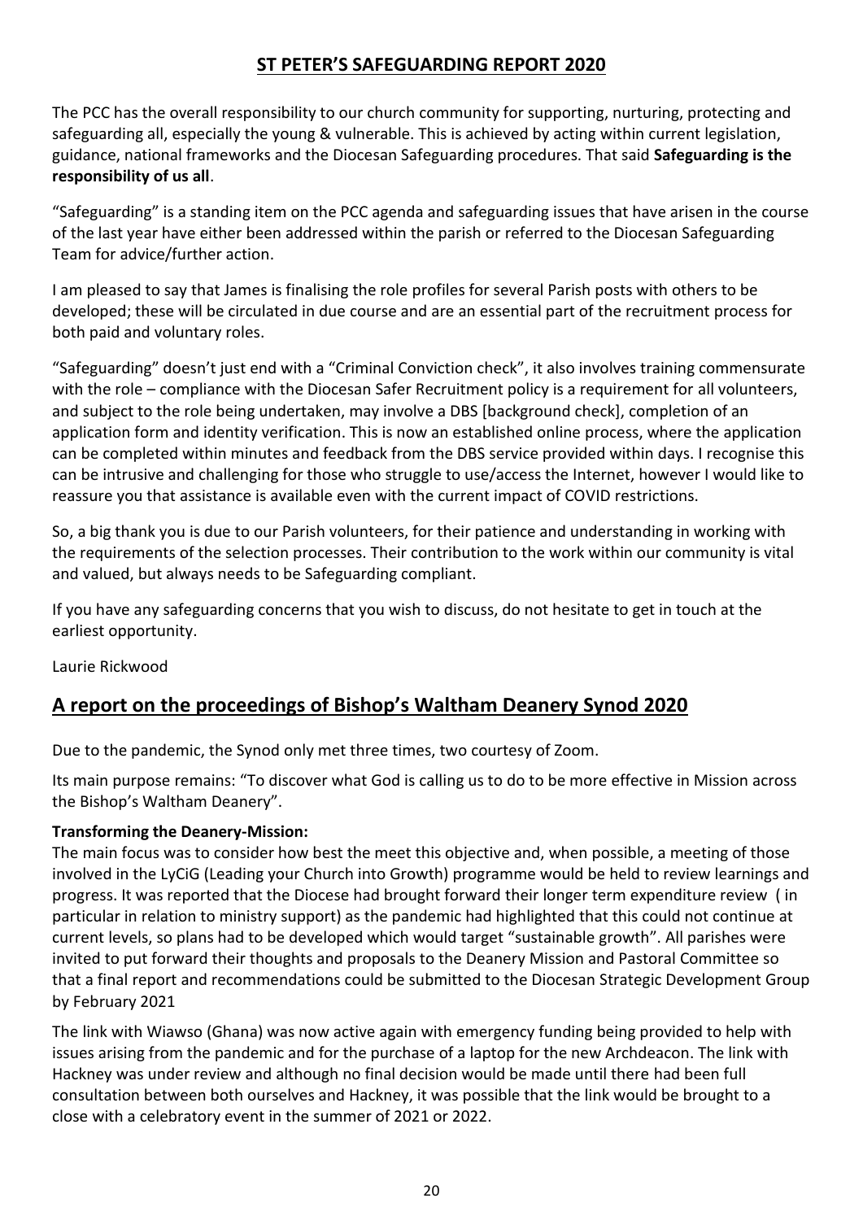# ST PETER'S SAFEGUARDING REPORT 2020

The PCC has the overall responsibility to our church community for supporting, nurturing, protecting and safeguarding all, especially the young & vulnerable. This is achieved by acting within current legislation, guidance, national frameworks and the Diocesan Safeguarding procedures. That said **Safeguarding is the responsibility of us all**.

"Safeguarding" is a standing item on the PCC agenda and safeguarding issues that have arisen in the course of the last year have either been addressed within the parish or referred to the Diocesan Safeguarding Team for advice/further action.

I am pleased to say that James is finalising the role profiles for several Parish posts with others to be developed; these will be circulated in due course and are an essential part of the recruitment process for both paid and voluntary roles.

"Safeguarding" doesn't just end with a "Criminal Conviction check", it also involves training commensurate with the role – compliance with the Diocesan Safer Recruitment policy is a requirement for all volunteers, and subject to the role being undertaken, may involve a DBS [background check], completion of an application form and identity verification. This is now an established online process, where the application can be completed within minutes and feedback from the DBS service provided within days. I recognise this can be intrusive and challenging for those who struggle to use/access the Internet, however I would like to reassure you that assistance is available even with the current impact of COVID restrictions.

So, a big thank you is due to our Parish volunteers, for their patience and understanding in working with the requirements of the selection processes. Their contribution to the work within our community is vital and valued, but always needs to be Safeguarding compliant.

If you have any safeguarding concerns that you wish to discuss, do not hesitate to get in touch at the earliest opportunity.

Laurie Rickwood

## A report on the proceedings of Bishop's Waltham Deanery Synod 2020

Due to the pandemic, the Synod only met three times, two courtesy of Zoom.

Its main purpose remains: "To discover what God is calling us to do to be more effective in Mission across the Bishop's Waltham Deanery".

**Transforming the Deanery-Mission:**
The main focus was to consider how best the meet this objective and, when possible, a meeting of those involved in the LyCiG (Leading your Church into Growth) programme would be held to review learnings and progress. It was reported that the Diocese had brought forward their longer term expenditure review ( in particular in relation to ministry support) as the pandemic had highlighted that this could not continue at current levels, so plans had to be developed which would target "sustainable growth". All parishes were invited to put forward their thoughts and proposals to the Deanery Mission and Pastoral Committee so that a final report and recommendations could be submitted to the Diocesan Strategic Development Group by February 2021

The link with Wiawso (Ghana) was now active again with emergency funding being provided to help with issues arising from the pandemic and for the purchase of a laptop for the new Archdeacon. The link with Hackney was under review and although no final decision would be made until there had been full consultation between both ourselves and Hackney, it was possible that the link would be brought to a close with a celebratory event in the summer of 2021 or 2022.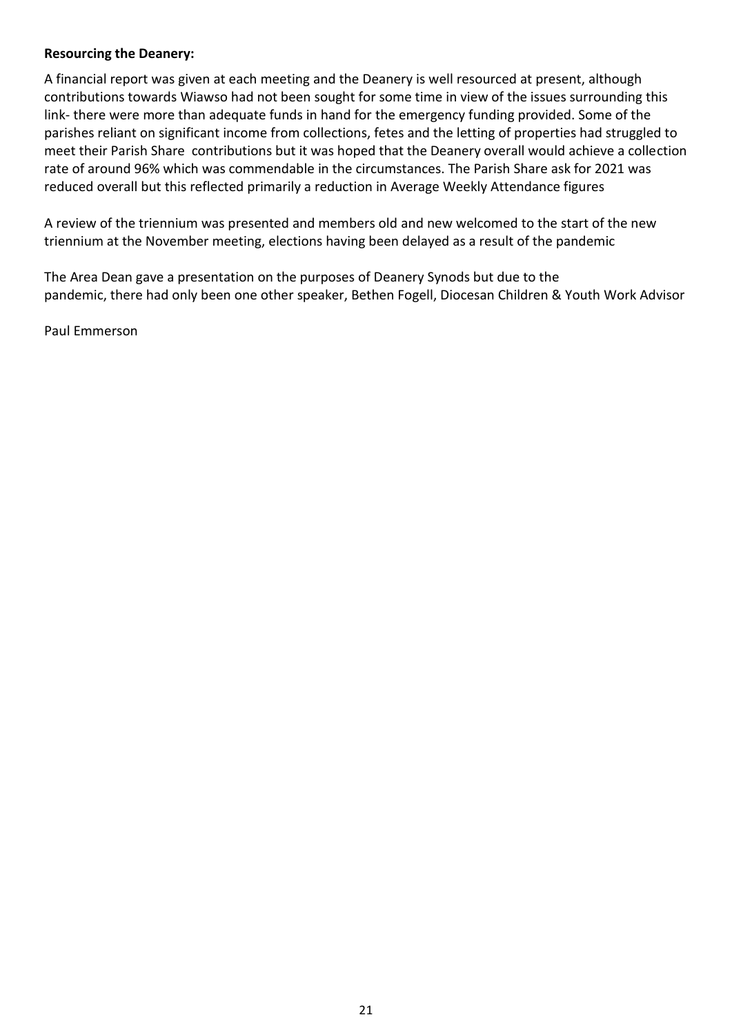**Resourcing the Deanery:**

A financial report was given at each meeting and the Deanery is well resourced at present, although contributions towards Wiawso had not been sought for some time in view of the issues surrounding this link- there were more than adequate funds in hand for the emergency funding provided. Some of the parishes reliant on significant income from collections, fetes and the letting of properties had struggled to meet their Parish Share contributions but it was hoped that the Deanery overall would achieve a collection rate of around 96% which was commendable in the circumstances. The Parish Share ask for 2021 was reduced overall but this reflected primarily a reduction in Average Weekly Attendance figures

A review of the triennium was presented and members old and new welcomed to the start of the new triennium at the November meeting, elections having been delayed as a result of the pandemic

The Area Dean gave a presentation on the purposes of Deanery Synods but due to the pandemic, there had only been one other speaker, Bethen Fogell, Diocesan Children & Youth Work Advisor

Paul Emmerson